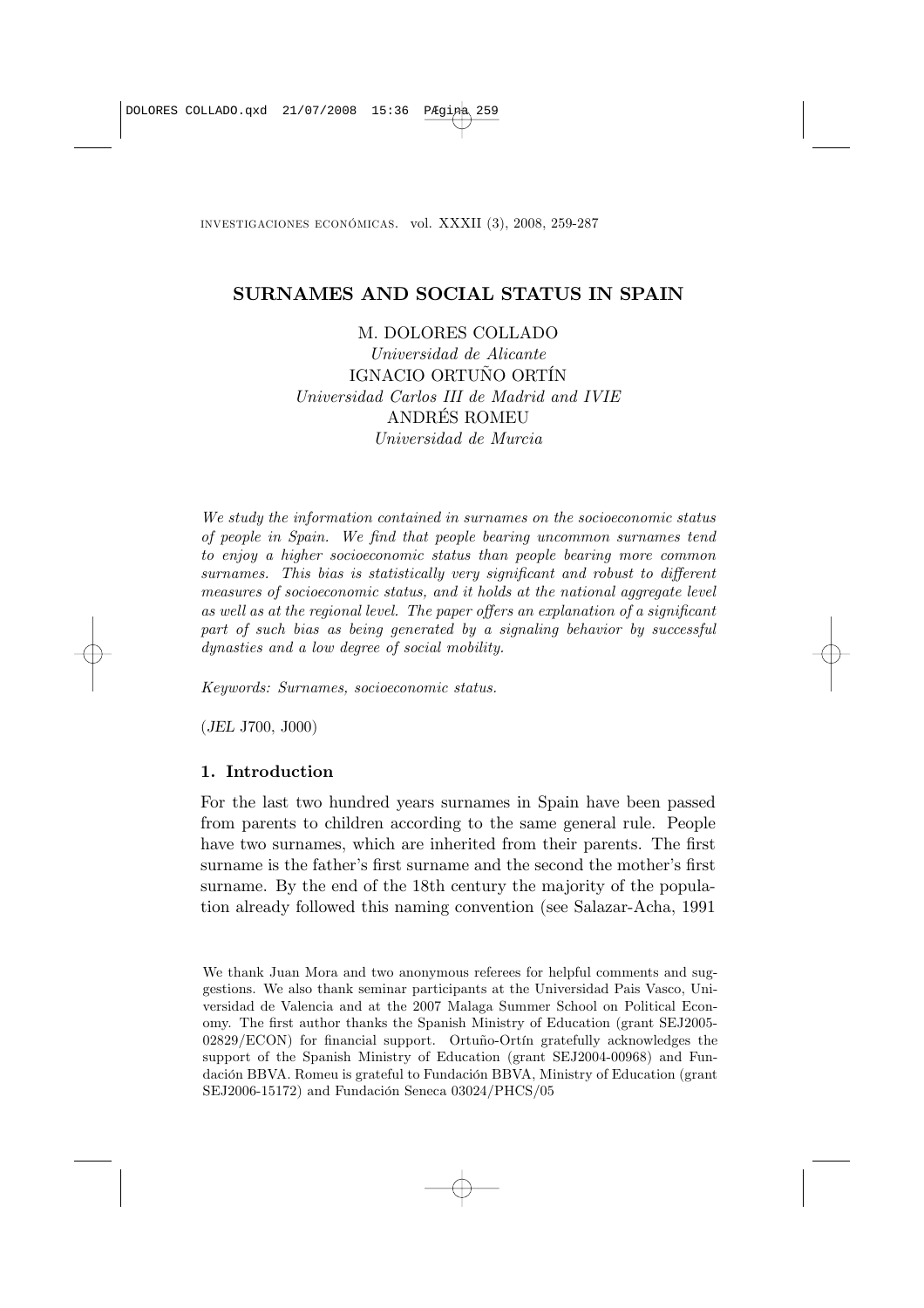# SURNAMES AND SOCIAL STATUS IN SPAIN

M. DOLORES COLLADO
*Universidad de Alicante*
IGNACIO ORTUÑO ORTÍN
*Universidad Carlos III de Madrid and IVIE*
ANDRÉS ROMEU
*Universidad de Murcia*

*We study the information contained in surnames on the socioeconomic status of people in Spain. We find that people bearing uncommon surnames tend to enjoy a higher socioeconomic status than people bearing more common surnames. This bias is statistically very significant and robust to different measures of socioeconomic status, and it holds at the national aggregate level as well as at the regional level. The paper offers an explanation of a significant part of such bias as being generated by a signaling behavior by successful dynasties and a low degree of social mobility.*

*Keywords: Surnames, socioeconomic status.*

(*JEL* J700, J000)

## 1. Introduction

For the last two hundred years surnames in Spain have been passed from parents to children according to the same general rule. People have two surnames, which are inherited from their parents. The first surname is the father's first surname and the second the mother's first surname. By the end of the 18th century the majority of the population already followed this naming convention (see Salazar-Acha, 1991

We thank Juan Mora and two anonymous referees for helpful comments and suggestions. We also thank seminar participants at the Universidad Pais Vasco, Universidad de Valencia and at the 2007 Malaga Summer School on Political Economy. The first author thanks the Spanish Ministry of Education (grant SEJ2005-02829/ECON) for financial support. Ortuño-Ortín gratefully acknowledges the support of the Spanish Ministry of Education (grant SEJ2004-00968) and Fundación BBVA. Romeu is grateful to Fundación BBVA, Ministry of Education (grant SEJ2006-15172) and Fundación Seneca 03024/PHCS/05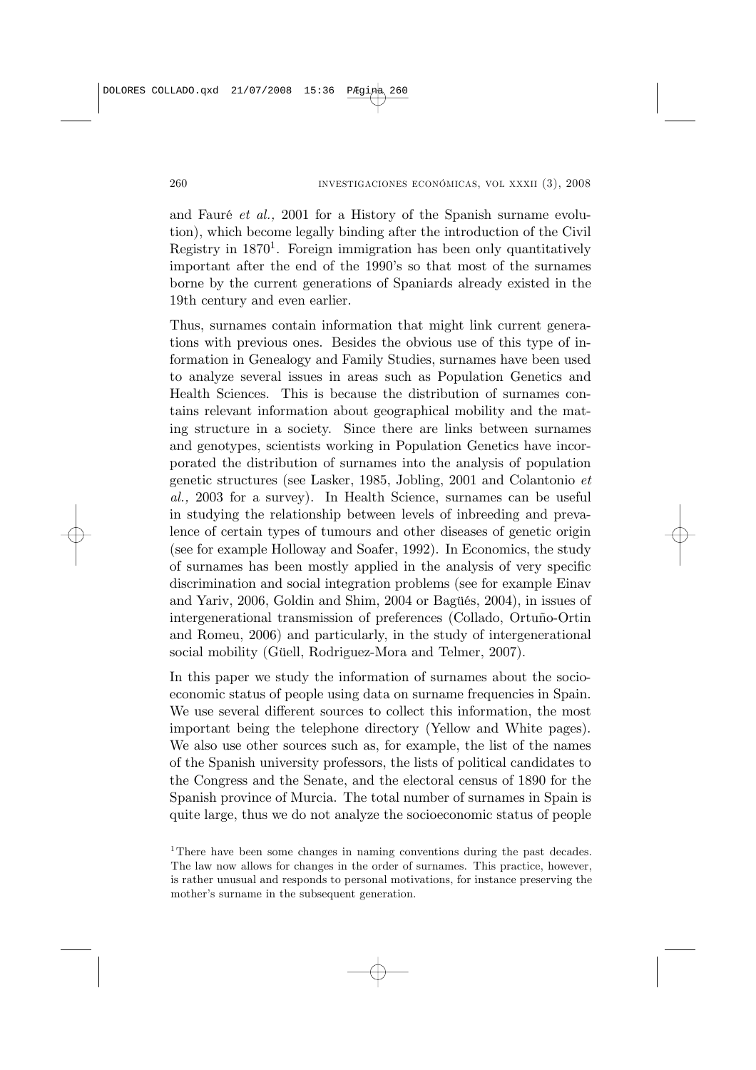and Fauré *et al.,* 2001 for a History of the Spanish surname evolution), which become legally binding after the introduction of the Civil Registry in 1870[1]. Foreign immigration has been only quantitatively important after the end of the 1990's so that most of the surnames borne by the current generations of Spaniards already existed in the 19th century and even earlier.

Thus, surnames contain information that might link current generations with previous ones. Besides the obvious use of this type of information in Genealogy and Family Studies, surnames have been used to analyze several issues in areas such as Population Genetics and Health Sciences. This is because the distribution of surnames contains relevant information about geographical mobility and the mating structure in a society. Since there are links between surnames and genotypes, scientists working in Population Genetics have incorporated the distribution of surnames into the analysis of population genetic structures (see Lasker, 1985, Jobling, 2001 and Colantonio *et al.,* 2003 for a survey). In Health Science, surnames can be useful in studying the relationship between levels of inbreeding and prevalence of certain types of tumours and other diseases of genetic origin (see for example Holloway and Soafer, 1992). In Economics, the study of surnames has been mostly applied in the analysis of very specific discrimination and social integration problems (see for example Einav and Yariv, 2006, Goldin and Shim, 2004 or Bagüés, 2004), in issues of intergenerational transmission of preferences (Collado, Ortuño-Ortin and Romeu, 2006) and particularly, in the study of intergenerational social mobility (Güell, Rodriguez-Mora and Telmer, 2007).

In this paper we study the information of surnames about the socioeconomic status of people using data on surname frequencies in Spain. We use several different sources to collect this information, the most important being the telephone directory (Yellow and White pages). We also use other sources such as, for example, the list of the names of the Spanish university professors, the lists of political candidates to the Congress and the Senate, and the electoral census of 1890 for the Spanish province of Murcia. The total number of surnames in Spain is quite large, thus we do not analyze the socioeconomic status of people

[1] There have been some changes in naming conventions during the past decades. The law now allows for changes in the order of surnames. This practice, however, is rather unusual and responds to personal motivations, for instance preserving the mother's surname in the subsequent generation.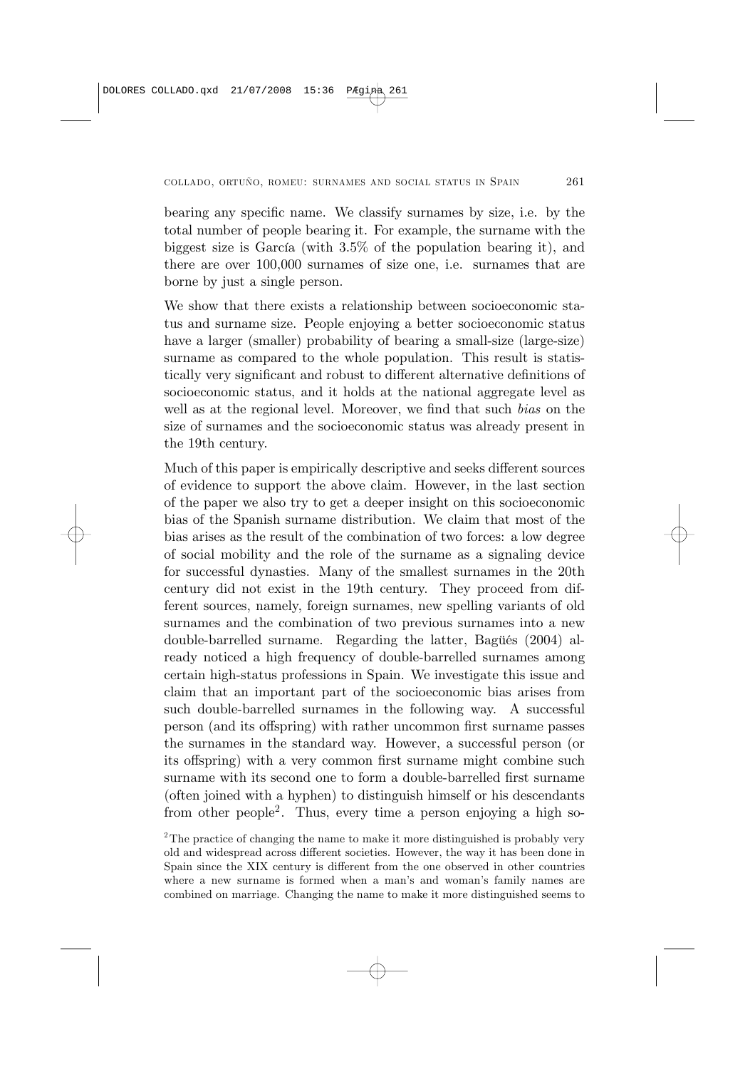bearing any specific name. We classify surnames by size, i.e. by the total number of people bearing it. For example, the surname with the biggest size is García (with 3.5% of the population bearing it), and there are over 100,000 surnames of size one, i.e. surnames that are borne by just a single person.

We show that there exists a relationship between socioeconomic status and surname size. People enjoying a better socioeconomic status have a larger (smaller) probability of bearing a small-size (large-size) surname as compared to the whole population. This result is statistically very significant and robust to different alternative definitions of socioeconomic status, and it holds at the national aggregate level as well as at the regional level. Moreover, we find that such *bias* on the size of surnames and the socioeconomic status was already present in the 19th century.

Much of this paper is empirically descriptive and seeks different sources of evidence to support the above claim. However, in the last section of the paper we also try to get a deeper insight on this socioeconomic bias of the Spanish surname distribution. We claim that most of the bias arises as the result of the combination of two forces: a low degree of social mobility and the role of the surname as a signaling device for successful dynasties. Many of the smallest surnames in the 20th century did not exist in the 19th century. They proceed from different sources, namely, foreign surnames, new spelling variants of old surnames and the combination of two previous surnames into a new double-barrelled surname. Regarding the latter, Bagüés (2004) already noticed a high frequency of double-barrelled surnames among certain high-status professions in Spain. We investigate this issue and claim that an important part of the socioeconomic bias arises from such double-barrelled surnames in the following way. A successful person (and its offspring) with rather uncommon first surname passes the surnames in the standard way. However, a successful person (or its offspring) with a very common first surname might combine such surname with its second one to form a double-barrelled first surname (often joined with a hyphen) to distinguish himself or his descendants from other people[2]. Thus, every time a person enjoying a high so-

[2] The practice of changing the name to make it more distinguished is probably very old and widespread across different societies. However, the way it has been done in Spain since the XIX century is different from the one observed in other countries where a new surname is formed when a man's and woman's family names are combined on marriage. Changing the name to make it more distinguished seems to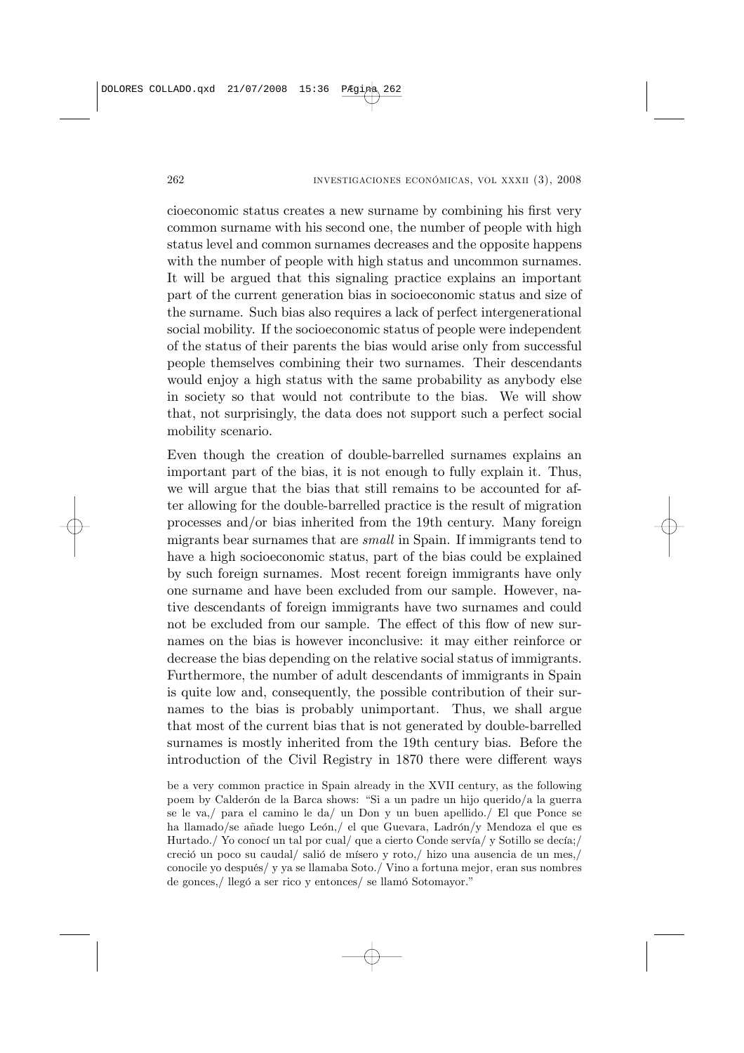cioeconomic status creates a new surname by combining his first very common surname with his second one, the number of people with high status level and common surnames decreases and the opposite happens with the number of people with high status and uncommon surnames. It will be argued that this signaling practice explains an important part of the current generation bias in socioeconomic status and size of the surname. Such bias also requires a lack of perfect intergenerational social mobility. If the socioeconomic status of people were independent of the status of their parents the bias would arise only from successful people themselves combining their two surnames. Their descendants would enjoy a high status with the same probability as anybody else in society so that would not contribute to the bias. We will show that, not surprisingly, the data does not support such a perfect social mobility scenario.

Even though the creation of double-barrelled surnames explains an important part of the bias, it is not enough to fully explain it. Thus, we will argue that the bias that still remains to be accounted for after allowing for the double-barrelled practice is the result of migration processes and/or bias inherited from the 19th century. Many foreign migrants bear surnames that are *small* in Spain. If immigrants tend to have a high socioeconomic status, part of the bias could be explained by such foreign surnames. Most recent foreign immigrants have only one surname and have been excluded from our sample. However, native descendants of foreign immigrants have two surnames and could not be excluded from our sample. The effect of this flow of new surnames on the bias is however inconclusive: it may either reinforce or decrease the bias depending on the relative social status of immigrants. Furthermore, the number of adult descendants of immigrants in Spain is quite low and, consequently, the possible contribution of their surnames to the bias is probably unimportant. Thus, we shall argue that most of the current bias that is not generated by double-barrelled surnames is mostly inherited from the 19th century bias. Before the introduction of the Civil Registry in 1870 there were different ways

be a very common practice in Spain already in the XVII century, as the following poem by Calderón de la Barca shows: "Si a un padre un hijo querido/a la guerra se le va,/ para el camino le da/ un Don y un buen apellido./ El que Ponce se ha llamado/se añade luego León,/ el que Guevara, Ladrón/y Mendoza el que es Hurtado./ Yo conocí un tal por cual/ que a cierto Conde servía/ y Sotillo se decía;/ creció un poco su caudal/ salió de mísero y roto,/ hizo una ausencia de un mes,/ conocile yo después/ y ya se llamaba Soto./ Vino a fortuna mejor, eran sus nombres de gonces,/ llegó a ser rico y entonces/ se llamó Sotomayor."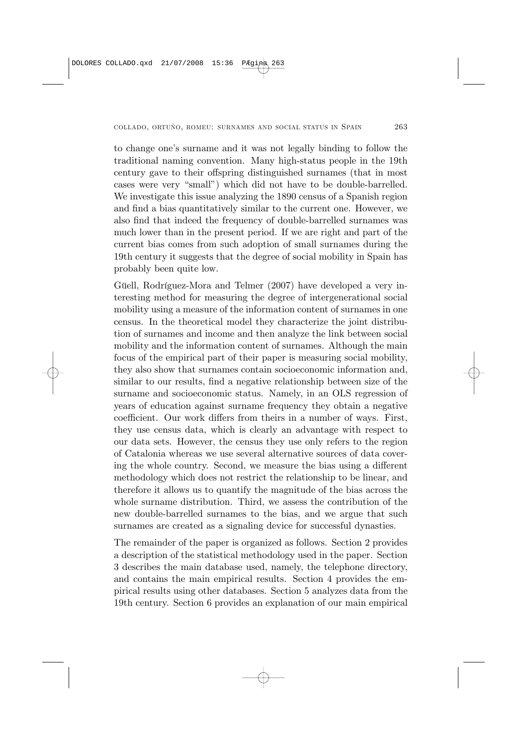to change one's surname and it was not legally binding to follow the traditional naming convention. Many high-status people in the 19th century gave to their offspring distinguished surnames (that in most cases were very "small") which did not have to be double-barrelled. We investigate this issue analyzing the 1890 census of a Spanish region and find a bias quantitatively similar to the current one. However, we also find that indeed the frequency of double-barrelled surnames was much lower than in the present period. If we are right and part of the current bias comes from such adoption of small surnames during the 19th century it suggests that the degree of social mobility in Spain has probably been quite low.

Güell, Rodríguez-Mora and Telmer (2007) have developed a very interesting method for measuring the degree of intergenerational social mobility using a measure of the information content of surnames in one census. In the theoretical model they characterize the joint distribution of surnames and income and then analyze the link between social mobility and the information content of surnames. Although the main focus of the empirical part of their paper is measuring social mobility, they also show that surnames contain socioeconomic information and, similar to our results, find a negative relationship between size of the surname and socioeconomic status. Namely, in an OLS regression of years of education against surname frequency they obtain a negative coefficient. Our work differs from theirs in a number of ways. First, they use census data, which is clearly an advantage with respect to our data sets. However, the census they use only refers to the region of Catalonia whereas we use several alternative sources of data covering the whole country. Second, we measure the bias using a different methodology which does not restrict the relationship to be linear, and therefore it allows us to quantify the magnitude of the bias across the whole surname distribution. Third, we assess the contribution of the new double-barrelled surnames to the bias, and we argue that such surnames are created as a signaling device for successful dynasties.

The remainder of the paper is organized as follows. Section 2 provides a description of the statistical methodology used in the paper. Section 3 describes the main database used, namely, the telephone directory, and contains the main empirical results. Section 4 provides the empirical results using other databases. Section 5 analyzes data from the 19th century. Section 6 provides an explanation of our main empirical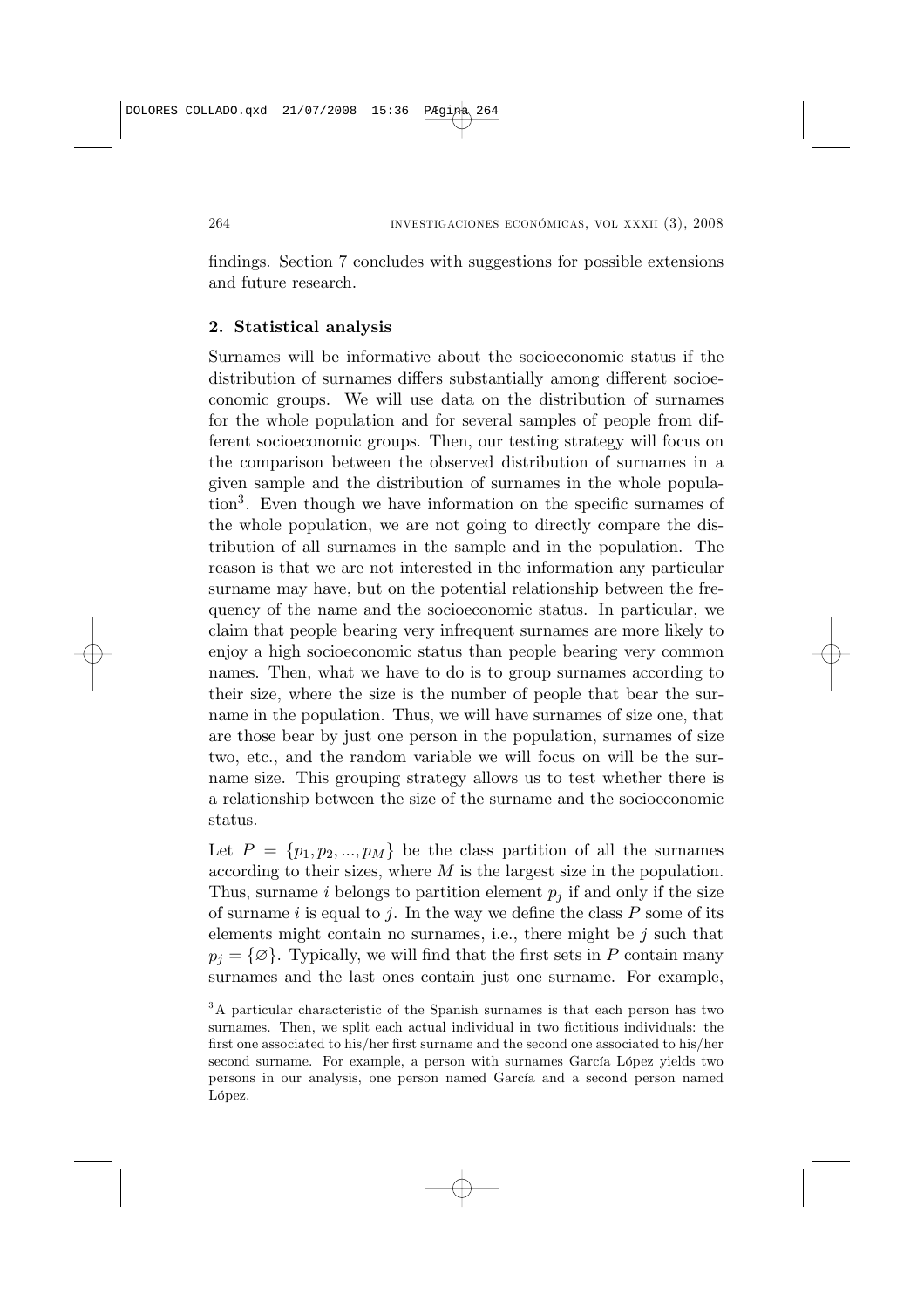findings. Section 7 concludes with suggestions for possible extensions and future research.

## 2. Statistical analysis

Surnames will be informative about the socioeconomic status if the distribution of surnames differs substantially among different socioeconomic groups. We will use data on the distribution of surnames for the whole population and for several samples of people from different socioeconomic groups. Then, our testing strategy will focus on the comparison between the observed distribution of surnames in a given sample and the distribution of surnames in the whole population[3]. Even though we have information on the specific surnames of the whole population, we are not going to directly compare the distribution of all surnames in the sample and in the population. The reason is that we are not interested in the information any particular surname may have, but on the potential relationship between the frequency of the name and the socioeconomic status. In particular, we claim that people bearing very infrequent surnames are more likely to enjoy a high socioeconomic status than people bearing very common names. Then, what we have to do is to group surnames according to their size, where the size is the number of people that bear the surname in the population. Thus, we will have surnames of size one, that are those bear by just one person in the population, surnames of size two, etc., and the random variable we will focus on will be the surname size. This grouping strategy allows us to test whether there is a relationship between the size of the surname and the socioeconomic status.

Let $P = \{p_1, p_2, ..., p_M\}$ be the class partition of all the surnames according to their sizes, where $M$ is the largest size in the population. Thus, surname $i$ belongs to partition element $p_j$ if and only if the size of surname $i$ is equal to $j$. In the way we define the class $P$ some of its elements might contain no surnames, i.e., there might be $j$ such that $p_j = \{\varnothing\}$. Typically, we will find that the first sets in $P$ contain many surnames and the last ones contain just one surname. For example,

[3] A particular characteristic of the Spanish surnames is that each person has two surnames. Then, we split each actual individual in two fictitious individuals: the first one associated to his/her first surname and the second one associated to his/her second surname. For example, a person with surnames García López yields two persons in our analysis, one person named García and a second person named López.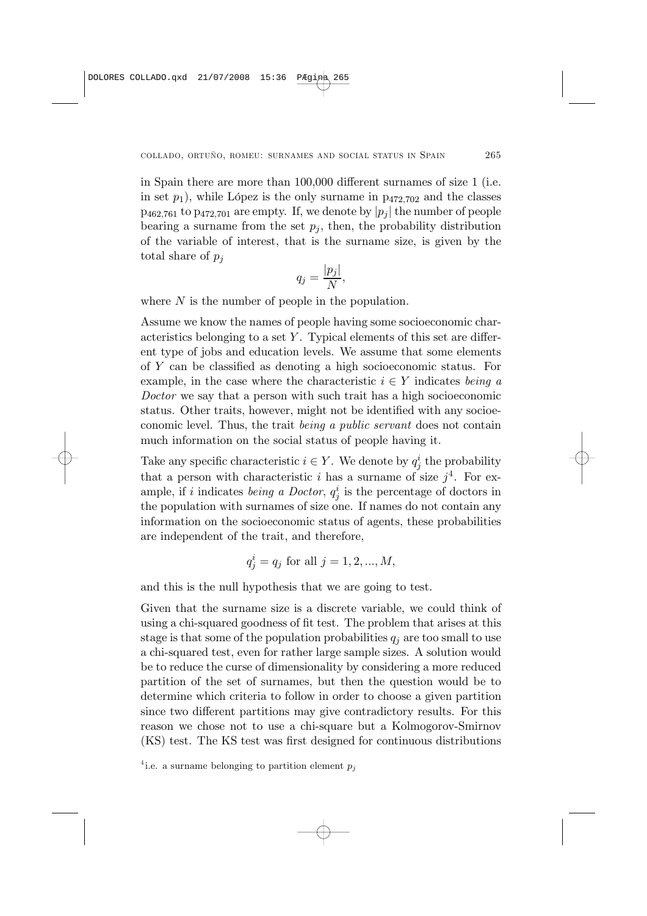in Spain there are more than 100,000 different surnames of size 1 (i.e. in set $p_1$), while López is the only surname in $p_{472,702}$ and the classes $p_{462,761}$ to $p_{472,701}$ are empty. If, we denote by $|p_j|$ the number of people bearing a surname from the set $p_j$, then, the probability distribution of the variable of interest, that is the surname size, is given by the total share of $p_j$

$$q_j = \frac{|p_j|}{N},$$

where $N$ is the number of people in the population.

Assume we know the names of people having some socioeconomic characteristics belonging to a set $Y$. Typical elements of this set are different type of jobs and education levels. We assume that some elements of $Y$ can be classified as denoting a high socioeconomic status. For example, in the case where the characteristic $i \in Y$ indicates *being a Doctor* we say that a person with such trait has a high socioeconomic status. Other traits, however, might not be identified with any socioeconomic level. Thus, the trait *being a public servant* does not contain much information on the social status of people having it.

Take any specific characteristic $i \in Y$. We denote by $q_j^i$ the probability that a person with characteristic $i$ has a surname of size $j$[4]. For example, if $i$ indicates *being a Doctor*, $q_j^i$ is the percentage of doctors in the population with surnames of size one. If names do not contain any information on the socioeconomic status of agents, these probabilities are independent of the trait, and therefore,

$$q_j^i = q_j \text{ for all } j = 1, 2, ..., M,$$

and this is the null hypothesis that we are going to test.

Given that the surname size is a discrete variable, we could think of using a chi-squared goodness of fit test. The problem that arises at this stage is that some of the population probabilities $q_j$ are too small to use a chi-squared test, even for rather large sample sizes. A solution would be to reduce the curse of dimensionality by considering a more reduced partition of the set of surnames, but then the question would be to determine which criteria to follow in order to choose a given partition since two different partitions may give contradictory results. For this reason we chose not to use a chi-square but a Kolmogorov-Smirnov (KS) test. The KS test was first designed for continuous distributions

[4] i.e. a surname belonging to partition element $p_j$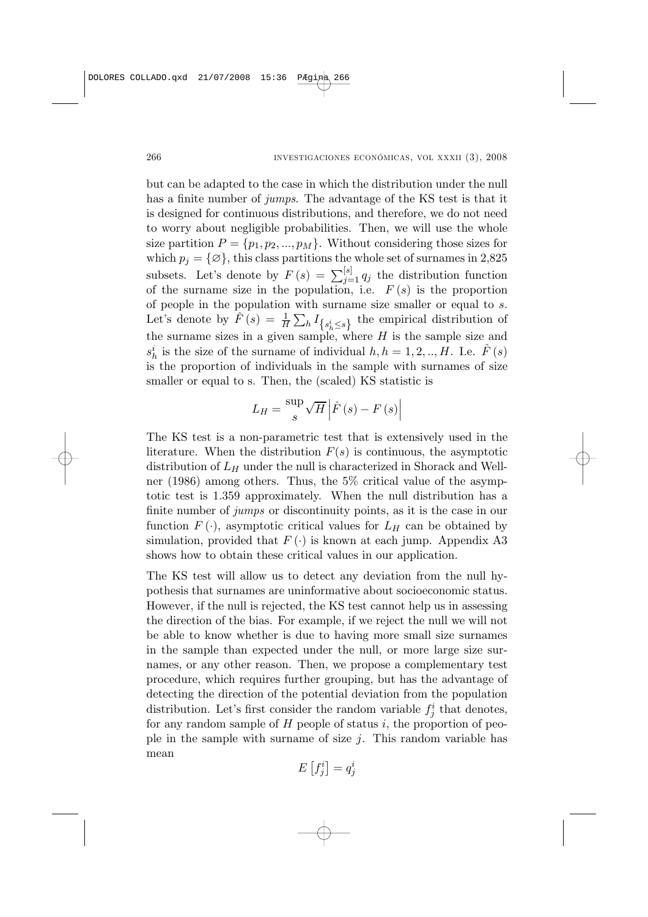but can be adapted to the case in which the distribution under the null has a finite number of *jumps*. The advantage of the KS test is that it is designed for continuous distributions, and therefore, we do not need to worry about negligible probabilities. Then, we will use the whole size partition $P = \{p_1, p_2, ..., p_M\}$. Without considering those sizes for which $p_j = \{\varnothing\}$, this class partitions the whole set of surnames in 2,825 subsets. Let's denote by $F(s) = \sum_{j=1}^{[s]} q_j$ the distribution function of the surname size in the population, i.e. $F(s)$ is the proportion of people in the population with surname size smaller or equal to $s$. Let's denote by $\hat{F}(s) = \frac{1}{H}\sum_h I_{\{s_h^i \leq s\}}$ the empirical distribution of the surname sizes in a given sample, where $H$ is the sample size and $s_h^i$ is the size of the surname of individual $h, h = 1, 2, .., H$. I.e. $\hat{F}(s)$ is the proportion of individuals in the sample with surnames of size smaller or equal to s. Then, the (scaled) KS statistic is

$$L_H = \sup_s \sqrt{H}\left|\hat{F}(s) - F(s)\right|$$

The KS test is a non-parametric test that is extensively used in the literature. When the distribution $F(s)$ is continuous, the asymptotic distribution of $L_H$ under the null is characterized in Shorack and Wellner (1986) among others. Thus, the 5% critical value of the asymptotic test is 1.359 approximately. When the null distribution has a finite number of *jumps* or discontinuity points, as it is the case in our function $F(\cdot)$, asymptotic critical values for $L_H$ can be obtained by simulation, provided that $F(\cdot)$ is known at each jump. Appendix A3 shows how to obtain these critical values in our application.

The KS test will allow us to detect any deviation from the null hypothesis that surnames are uninformative about socioeconomic status. However, if the null is rejected, the KS test cannot help us in assessing the direction of the bias. For example, if we reject the null we will not be able to know whether is due to having more small size surnames in the sample than expected under the null, or more large size surnames, or any other reason. Then, we propose a complementary test procedure, which requires further grouping, but has the advantage of detecting the direction of the potential deviation from the population distribution. Let's first consider the random variable $f_j^i$ that denotes, for any random sample of $H$ people of status $i$, the proportion of people in the sample with surname of size $j$. This random variable has mean

$$E\left[f_j^i\right] = q_j^i$$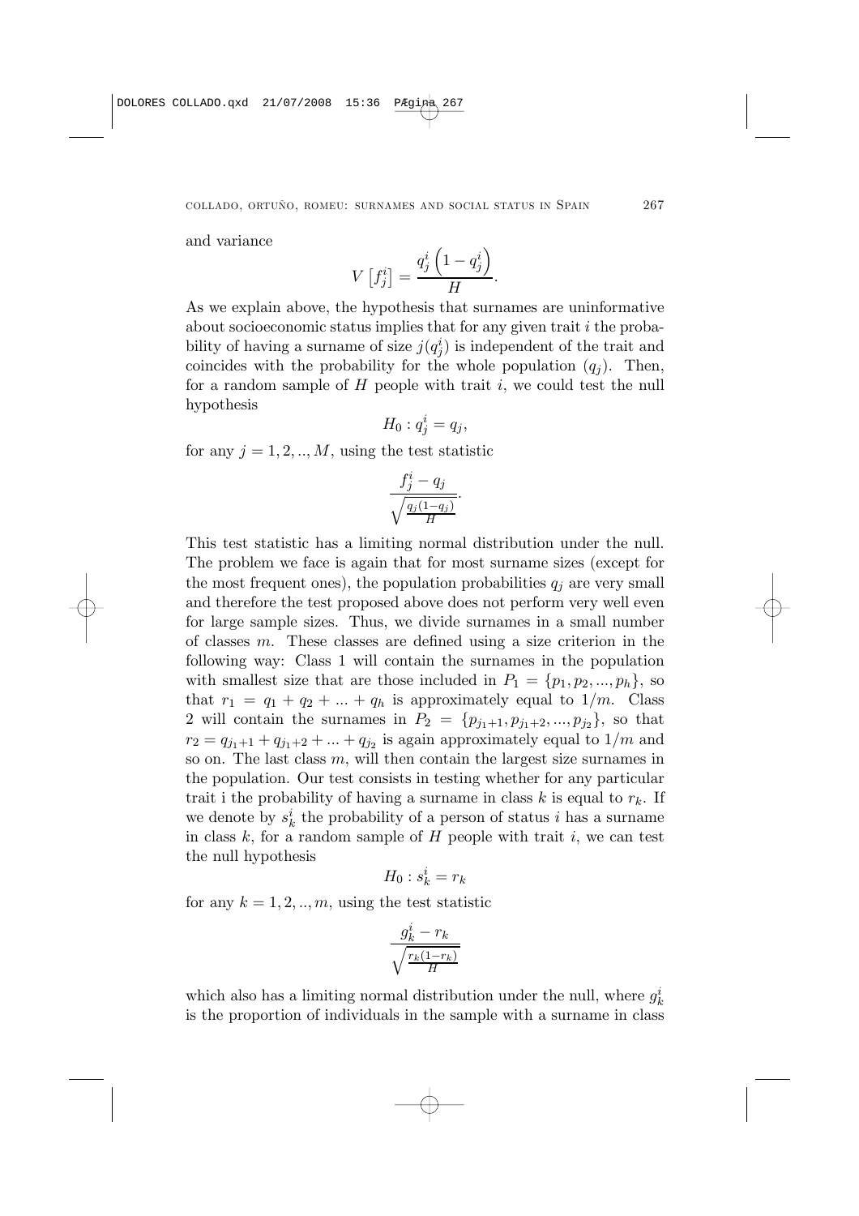and variance

$$V\left[f_j^i\right] = \frac{q_j^i\left(1-q_j^i\right)}{H}.$$

As we explain above, the hypothesis that surnames are uninformative about socioeconomic status implies that for any given trait $i$ the probability of having a surname of size $j(q_j^i)$ is independent of the trait and coincides with the probability for the whole population $(q_j)$. Then, for a random sample of $H$ people with trait $i$, we could test the null hypothesis

$$H_0 : q_j^i = q_j,$$

for any $j = 1, 2, .., M$, using the test statistic

$$\frac{f_j^i - q_j}{\sqrt{\frac{q_j(1-q_j)}{H}}}.$$

This test statistic has a limiting normal distribution under the null. The problem we face is again that for most surname sizes (except for the most frequent ones), the population probabilities $q_j$ are very small and therefore the test proposed above does not perform very well even for large sample sizes. Thus, we divide surnames in a small number of classes $m$. These classes are defined using a size criterion in the following way: Class 1 will contain the surnames in the population with smallest size that are those included in $P_1 = \{p_1, p_2, ..., p_h\}$, so that $r_1 = q_1 + q_2 + ... + q_h$ is approximately equal to $1/m$. Class 2 will contain the surnames in $P_2 = \{p_{j_1+1}, p_{j_1+2}, ..., p_{j_2}\}$, so that $r_2 = q_{j_1+1} + q_{j_1+2} + ... + q_{j_2}$ is again approximately equal to $1/m$ and so on. The last class $m$, will then contain the largest size surnames in the population. Our test consists in testing whether for any particular trait i the probability of having a surname in class $k$ is equal to $r_k$. If we denote by $s_k^i$ the probability of a person of status $i$ has a surname in class $k$, for a random sample of $H$ people with trait $i$, we can test the null hypothesis

$$H_0 : s_k^i = r_k$$

for any $k = 1, 2, .., m$, using the test statistic

$$\frac{g_k^i - r_k}{\sqrt{\frac{r_k(1-r_k)}{H}}}$$

which also has a limiting normal distribution under the null, where $g_k^i$ is the proportion of individuals in the sample with a surname in class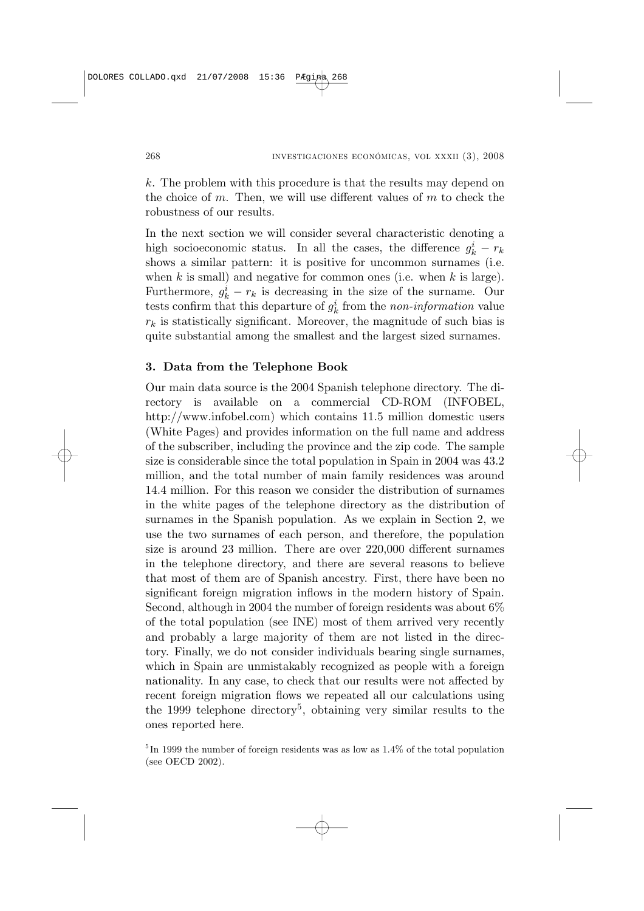$k$. The problem with this procedure is that the results may depend on the choice of $m$. Then, we will use different values of $m$ to check the robustness of our results.

In the next section we will consider several characteristic denoting a high socioeconomic status. In all the cases, the difference $g_k^i - r_k$ shows a similar pattern: it is positive for uncommon surnames (i.e. when $k$ is small) and negative for common ones (i.e. when $k$ is large). Furthermore, $g_k^i - r_k$ is decreasing in the size of the surname. Our tests confirm that this departure of $g_k^i$ from the *non-information* value $r_k$ is statistically significant. Moreover, the magnitude of such bias is quite substantial among the smallest and the largest sized surnames.

## 3. Data from the Telephone Book

Our main data source is the 2004 Spanish telephone directory. The directory is available on a commercial CD-ROM (INFOBEL, http://www.infobel.com) which contains 11.5 million domestic users (White Pages) and provides information on the full name and address of the subscriber, including the province and the zip code. The sample size is considerable since the total population in Spain in 2004 was 43.2 million, and the total number of main family residences was around 14.4 million. For this reason we consider the distribution of surnames in the white pages of the telephone directory as the distribution of surnames in the Spanish population. As we explain in Section 2, we use the two surnames of each person, and therefore, the population size is around 23 million. There are over 220,000 different surnames in the telephone directory, and there are several reasons to believe that most of them are of Spanish ancestry. First, there have been no significant foreign migration inflows in the modern history of Spain. Second, although in 2004 the number of foreign residents was about 6% of the total population (see INE) most of them arrived very recently and probably a large majority of them are not listed in the directory. Finally, we do not consider individuals bearing single surnames, which in Spain are unmistakably recognized as people with a foreign nationality. In any case, to check that our results were not affected by recent foreign migration flows we repeated all our calculations using the 1999 telephone directory[5], obtaining very similar results to the ones reported here.

[5] In 1999 the number of foreign residents was as low as 1.4% of the total population (see OECD 2002).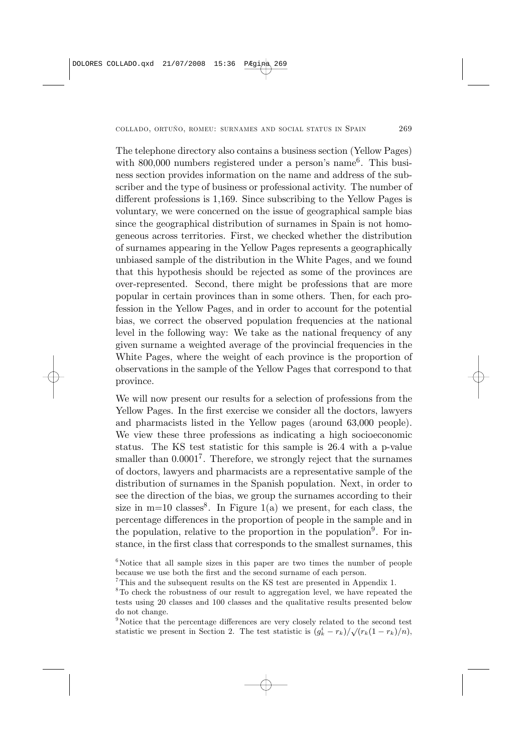The telephone directory also contains a business section (Yellow Pages) with 800,000 numbers registered under a person's name[6]. This business section provides information on the name and address of the subscriber and the type of business or professional activity. The number of different professions is 1,169. Since subscribing to the Yellow Pages is voluntary, we were concerned on the issue of geographical sample bias since the geographical distribution of surnames in Spain is not homogeneous across territories. First, we checked whether the distribution of surnames appearing in the Yellow Pages represents a geographically unbiased sample of the distribution in the White Pages, and we found that this hypothesis should be rejected as some of the provinces are over-represented. Second, there might be professions that are more popular in certain provinces than in some others. Then, for each profession in the Yellow Pages, and in order to account for the potential bias, we correct the observed population frequencies at the national level in the following way: We take as the national frequency of any given surname a weighted average of the provincial frequencies in the White Pages, where the weight of each province is the proportion of observations in the sample of the Yellow Pages that correspond to that province.

We will now present our results for a selection of professions from the Yellow Pages. In the first exercise we consider all the doctors, lawyers and pharmacists listed in the Yellow pages (around 63,000 people). We view these three professions as indicating a high socioeconomic status. The KS test statistic for this sample is 26.4 with a p-value smaller than 0.0001[7]. Therefore, we strongly reject that the surnames of doctors, lawyers and pharmacists are a representative sample of the distribution of surnames in the Spanish population. Next, in order to see the direction of the bias, we group the surnames according to their size in m=10 classes[8]. In Figure 1(a) we present, for each class, the percentage differences in the proportion of people in the sample and in the population, relative to the proportion in the population[9]. For instance, in the first class that corresponds to the smallest surnames, this

[6] Notice that all sample sizes in this paper are two times the number of people because we use both the first and the second surname of each person.

[7] This and the subsequent results on the KS test are presented in Appendix 1.

[8] To check the robustness of our result to aggregation level, we have repeated the tests using 20 classes and 100 classes and the qualitative results presented below do not change.

[9] Notice that the percentage differences are very closely related to the second test statistic we present in Section 2. The test statistic is $(g_k^i - r_k)/\sqrt{(r_k(1-r_k)/n)}$,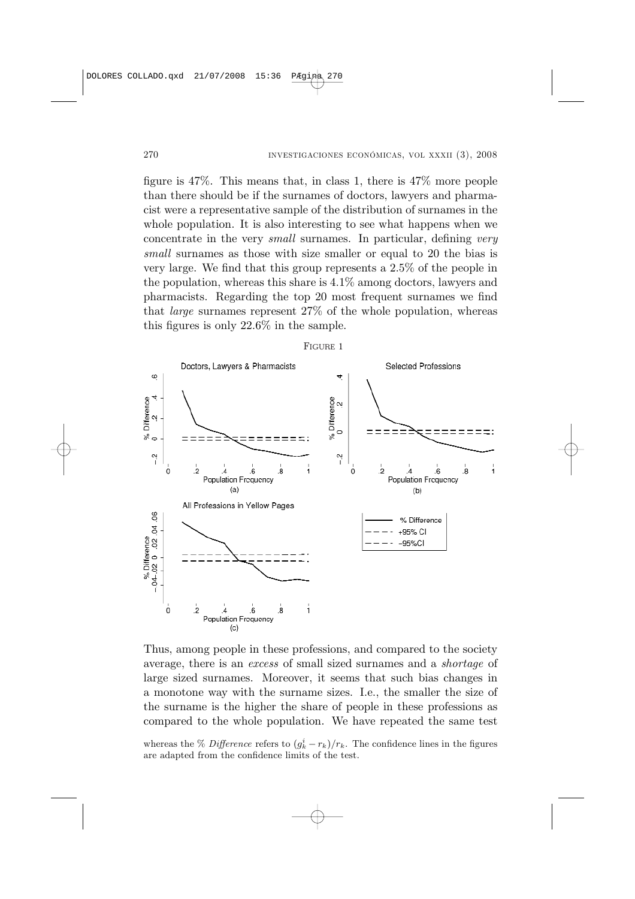figure is 47%. This means that, in class 1, there is 47% more people than there should be if the surnames of doctors, lawyers and pharmacist were a representative sample of the distribution of surnames in the whole population. It is also interesting to see what happens when we concentrate in the very *small* surnames. In particular, defining *very small* surnames as those with size smaller or equal to 20 the bias is very large. We find that this group represents a 2.5% of the people in the population, whereas this share is 4.1% among doctors, lawyers and pharmacists. Regarding the top 20 most frequent surnames we find that *large* surnames represent 27% of the whole population, whereas this figures is only 22.6% in the sample.

FIGURE 1

Thus, among people in these professions, and compared to the society average, there is an *excess* of small sized surnames and a *shortage* of large sized surnames. Moreover, it seems that such bias changes in a monotone way with the surname sizes. I.e., the smaller the size of the surname is the higher the share of people in these professions as compared to the whole population. We have repeated the same test

whereas the % *Difference* refers to $(g_k^i - r_k)/r_k$. The confidence lines in the figures are adapted from the confidence limits of the test.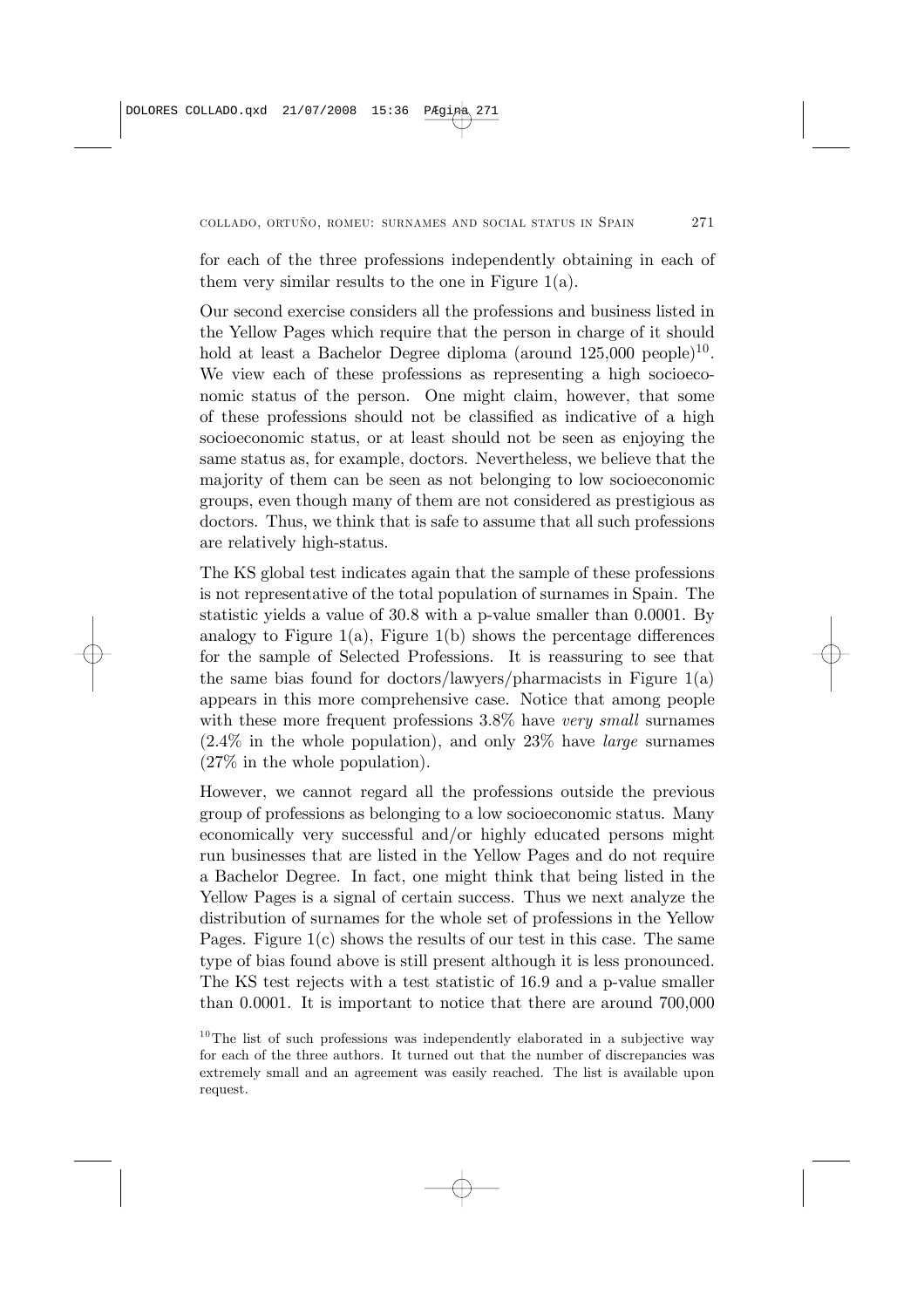for each of the three professions independently obtaining in each of them very similar results to the one in Figure 1(a).

Our second exercise considers all the professions and business listed in the Yellow Pages which require that the person in charge of it should hold at least a Bachelor Degree diploma (around 125,000 people)[10]. We view each of these professions as representing a high socioeconomic status of the person. One might claim, however, that some of these professions should not be classified as indicative of a high socioeconomic status, or at least should not be seen as enjoying the same status as, for example, doctors. Nevertheless, we believe that the majority of them can be seen as not belonging to low socioeconomic groups, even though many of them are not considered as prestigious as doctors. Thus, we think that is safe to assume that all such professions are relatively high-status.

The KS global test indicates again that the sample of these professions is not representative of the total population of surnames in Spain. The statistic yields a value of 30.8 with a p-value smaller than 0.0001. By analogy to Figure 1(a), Figure 1(b) shows the percentage differences for the sample of Selected Professions. It is reassuring to see that the same bias found for doctors/lawyers/pharmacists in Figure 1(a) appears in this more comprehensive case. Notice that among people with these more frequent professions 3.8% have *very small* surnames (2.4% in the whole population), and only 23% have *large* surnames (27% in the whole population).

However, we cannot regard all the professions outside the previous group of professions as belonging to a low socioeconomic status. Many economically very successful and/or highly educated persons might run businesses that are listed in the Yellow Pages and do not require a Bachelor Degree. In fact, one might think that being listed in the Yellow Pages is a signal of certain success. Thus we next analyze the distribution of surnames for the whole set of professions in the Yellow Pages. Figure 1(c) shows the results of our test in this case. The same type of bias found above is still present although it is less pronounced. The KS test rejects with a test statistic of 16.9 and a p-value smaller than 0.0001. It is important to notice that there are around 700,000

[10] The list of such professions was independently elaborated in a subjective way for each of the three authors. It turned out that the number of discrepancies was extremely small and an agreement was easily reached. The list is available upon request.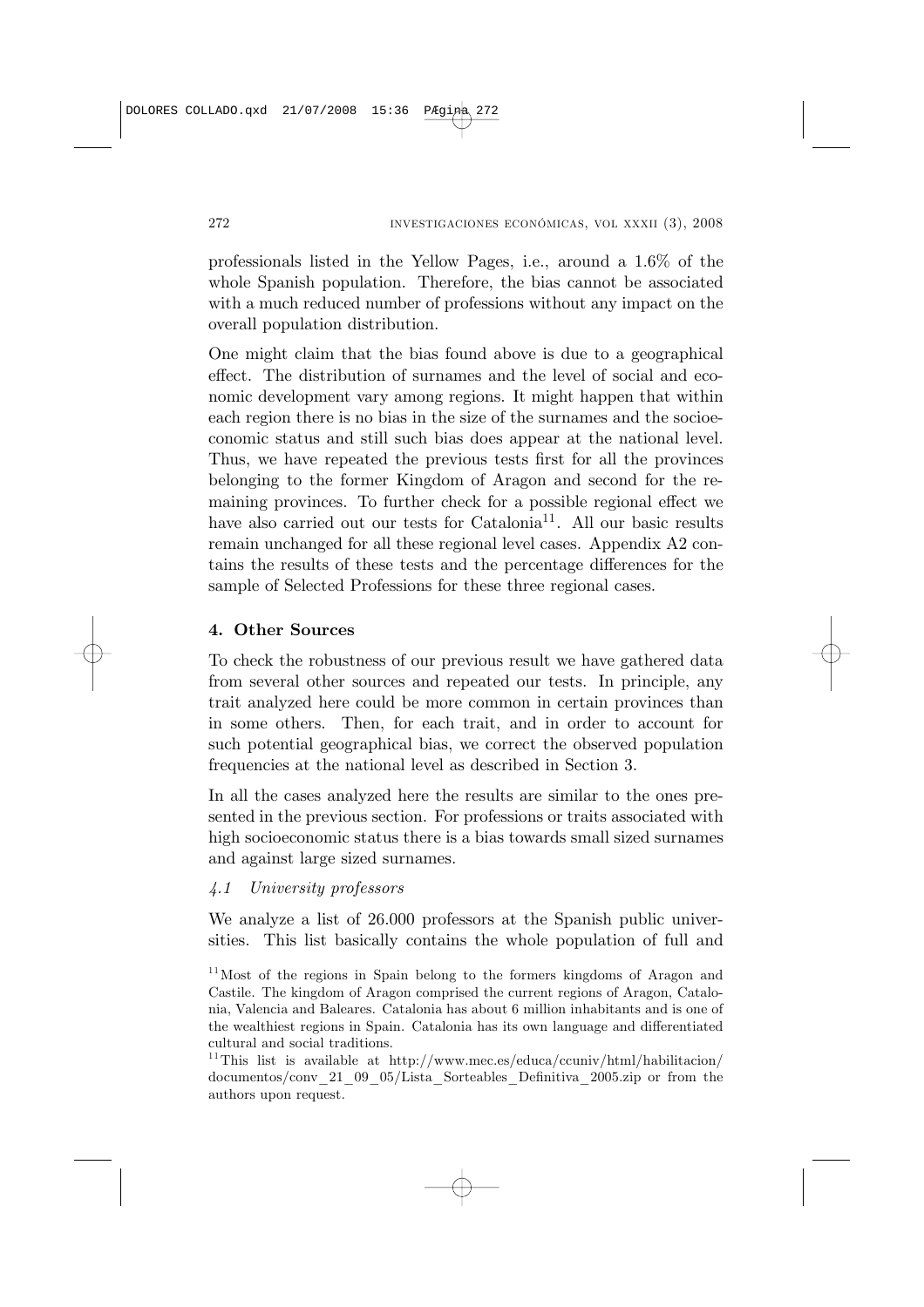professionals listed in the Yellow Pages, i.e., around a 1.6% of the whole Spanish population. Therefore, the bias cannot be associated with a much reduced number of professions without any impact on the overall population distribution.

One might claim that the bias found above is due to a geographical effect. The distribution of surnames and the level of social and economic development vary among regions. It might happen that within each region there is no bias in the size of the surnames and the socioeconomic status and still such bias does appear at the national level. Thus, we have repeated the previous tests first for all the provinces belonging to the former Kingdom of Aragon and second for the remaining provinces. To further check for a possible regional effect we have also carried out our tests for Catalonia[11]. All our basic results remain unchanged for all these regional level cases. Appendix A2 contains the results of these tests and the percentage differences for the sample of Selected Professions for these three regional cases.

## 4. Other Sources

To check the robustness of our previous result we have gathered data from several other sources and repeated our tests. In principle, any trait analyzed here could be more common in certain provinces than in some others. Then, for each trait, and in order to account for such potential geographical bias, we correct the observed population frequencies at the national level as described in Section 3.

In all the cases analyzed here the results are similar to the ones presented in the previous section. For professions or traits associated with high socioeconomic status there is a bias towards small sized surnames and against large sized surnames.

### *4.1 University professors*

We analyze a list of 26.000 professors at the Spanish public universities. This list basically contains the whole population of full and

[11]Most of the regions in Spain belong to the formers kingdoms of Aragon and Castile. The kingdom of Aragon comprised the current regions of Aragon, Catalonia, Valencia and Baleares. Catalonia has about 6 million inhabitants and is one of the wealthiest regions in Spain. Catalonia has its own language and differentiated cultural and social traditions.

[11]This list is available at http://www.mec.es/educa/ccuniv/html/habilitacion/documentos/conv_21_09_05/Lista_Sorteables_Definitiva_2005.zip or from the authors upon request.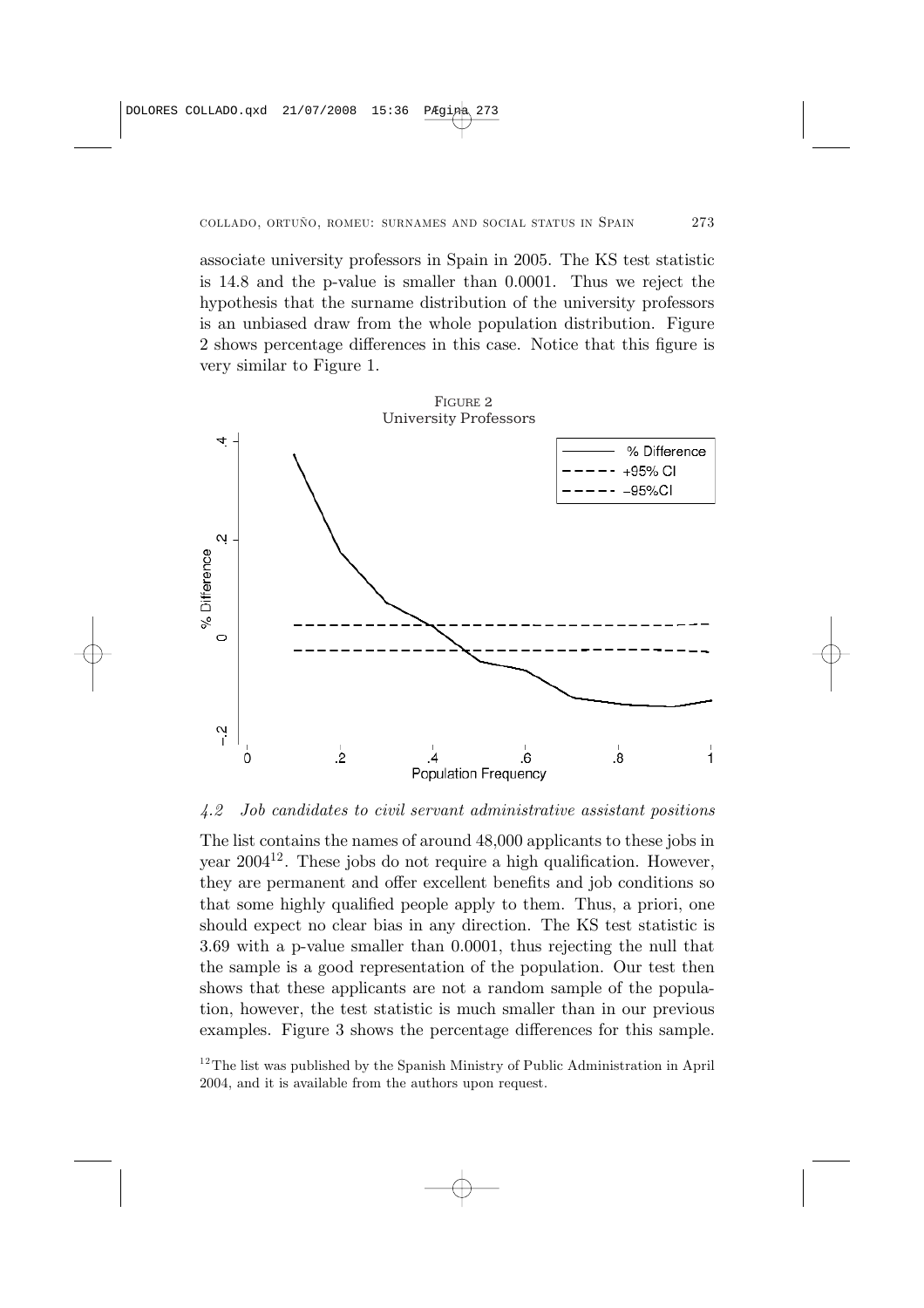associate university professors in Spain in 2005. The KS test statistic is 14.8 and the p-value is smaller than 0.0001. Thus we reject the hypothesis that the surname distribution of the university professors is an unbiased draw from the whole population distribution. Figure 2 shows percentage differences in this case. Notice that this figure is very similar to Figure 1.

FIGURE 2
University Professors

### *4.2 Job candidates to civil servant administrative assistant positions*

The list contains the names of around 48,000 applicants to these jobs in year 2004[12]. These jobs do not require a high qualification. However, they are permanent and offer excellent benefits and job conditions so that some highly qualified people apply to them. Thus, a priori, one should expect no clear bias in any direction. The KS test statistic is 3.69 with a p-value smaller than 0.0001, thus rejecting the null that the sample is a good representation of the population. Our test then shows that these applicants are not a random sample of the population, however, the test statistic is much smaller than in our previous examples. Figure 3 shows the percentage differences for this sample.

[12] The list was published by the Spanish Ministry of Public Administration in April 2004, and it is available from the authors upon request.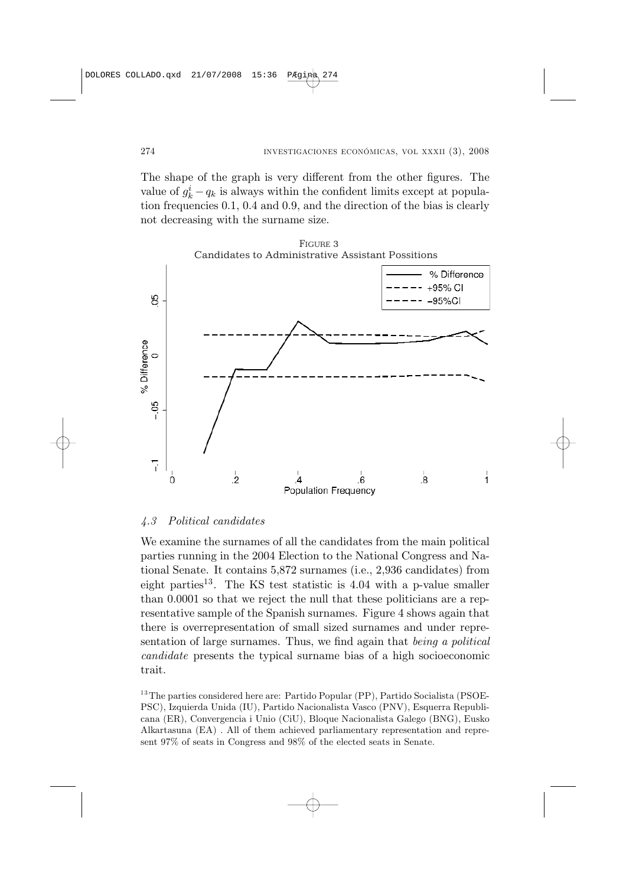The shape of the graph is very different from the other figures. The value of $g_k^i - q_k$ is always within the confident limits except at population frequencies 0.1, 0.4 and 0.9, and the direction of the bias is clearly not decreasing with the surname size.

FIGURE 3
Candidates to Administrative Assistant Possitions

### 4.3 Political candidates

We examine the surnames of all the candidates from the main political parties running in the 2004 Election to the National Congress and National Senate. It contains 5,872 surnames (i.e., 2,936 candidates) from eight parties[13]. The KS test statistic is 4.04 with a p-value smaller than 0.0001 so that we reject the null that these politicians are a representative sample of the Spanish surnames. Figure 4 shows again that there is overrepresentation of small sized surnames and under representation of large surnames. Thus, we find again that *being a political candidate* presents the typical surname bias of a high socioeconomic trait.

[13] The parties considered here are: Partido Popular (PP), Partido Socialista (PSOE-PSC), Izquierda Unida (IU), Partido Nacionalista Vasco (PNV), Esquerra Republicana (ER), Convergencia i Unio (CiU), Bloque Nacionalista Galego (BNG), Eusko Alkartasuna (EA) . All of them achieved parliamentary representation and represent 97% of seats in Congress and 98% of the elected seats in Senate.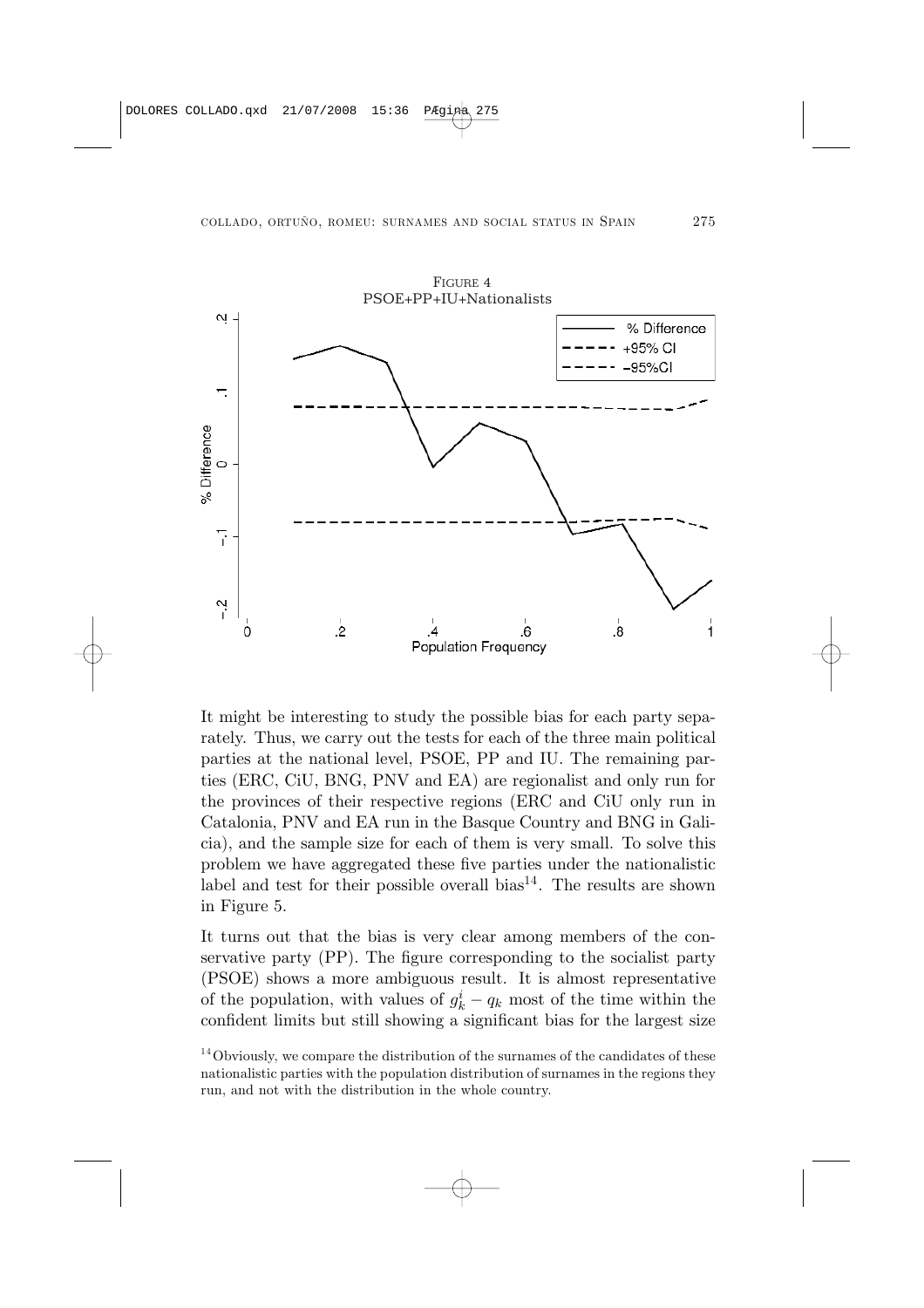FIGURE 4
PSOE+PP+IU+Nationalists

It might be interesting to study the possible bias for each party separately. Thus, we carry out the tests for each of the three main political parties at the national level, PSOE, PP and IU. The remaining parties (ERC, CiU, BNG, PNV and EA) are regionalist and only run for the provinces of their respective regions (ERC and CiU only run in Catalonia, PNV and EA run in the Basque Country and BNG in Galicia), and the sample size for each of them is very small. To solve this problem we have aggregated these five parties under the nationalistic label and test for their possible overall bias[14]. The results are shown in Figure 5.

It turns out that the bias is very clear among members of the conservative party (PP). The figure corresponding to the socialist party (PSOE) shows a more ambiguous result. It is almost representative of the population, with values of $g_k^i - q_k$ most of the time within the confident limits but still showing a significant bias for the largest size

[14] Obviously, we compare the distribution of the surnames of the candidates of these nationalistic parties with the population distribution of surnames in the regions they run, and not with the distribution in the whole country.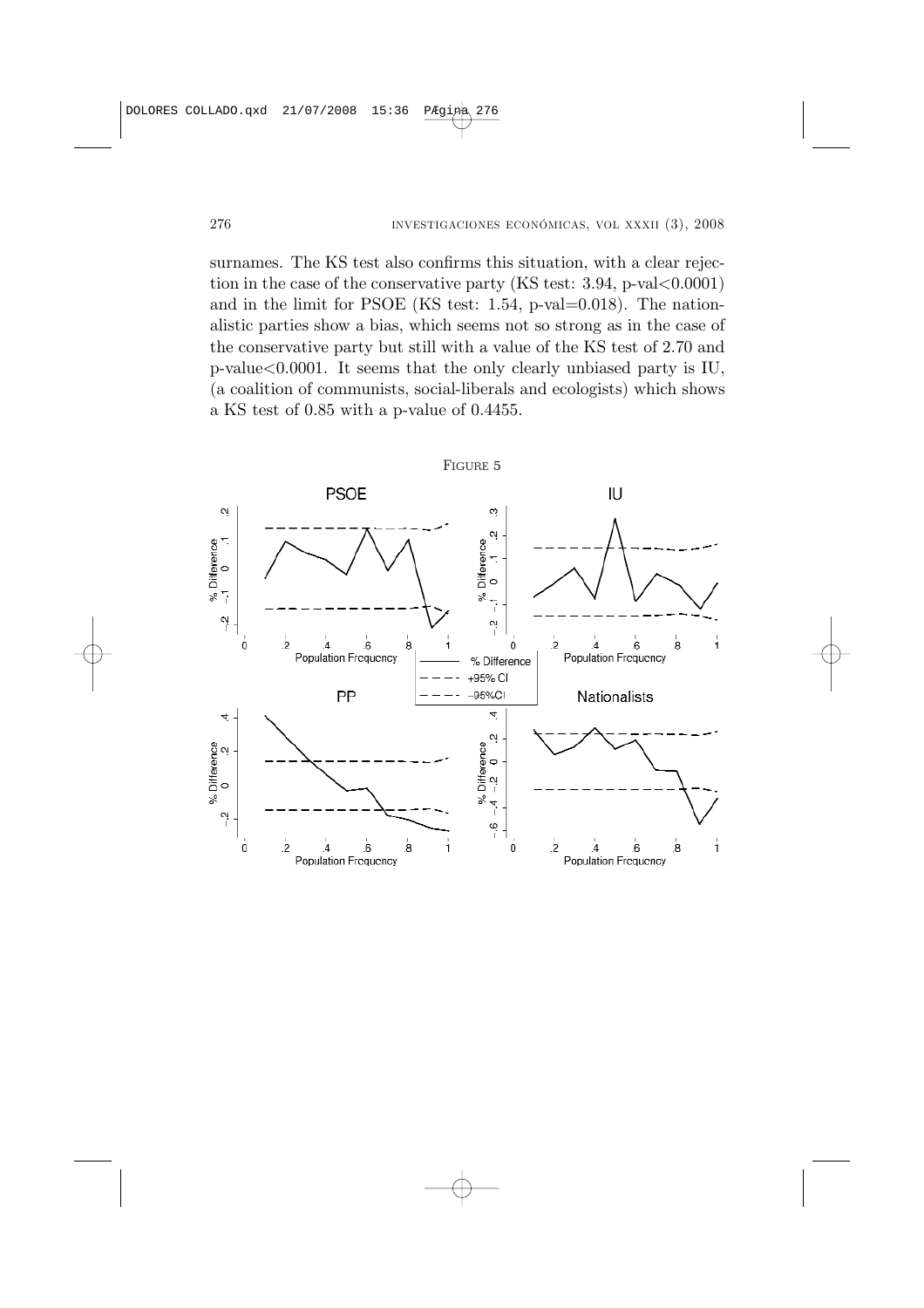surnames. The KS test also confirms this situation, with a clear rejection in the case of the conservative party (KS test: 3.94, p-val<0.0001) and in the limit for PSOE (KS test: 1.54, p-val=0.018). The nationalistic parties show a bias, which seems not so strong as in the case of the conservative party but still with a value of the KS test of 2.70 and p-value<0.0001. It seems that the only clearly unbiased party is IU, (a coalition of communists, social-liberals and ecologists) which shows a KS test of 0.85 with a p-value of 0.4455.

FIGURE 5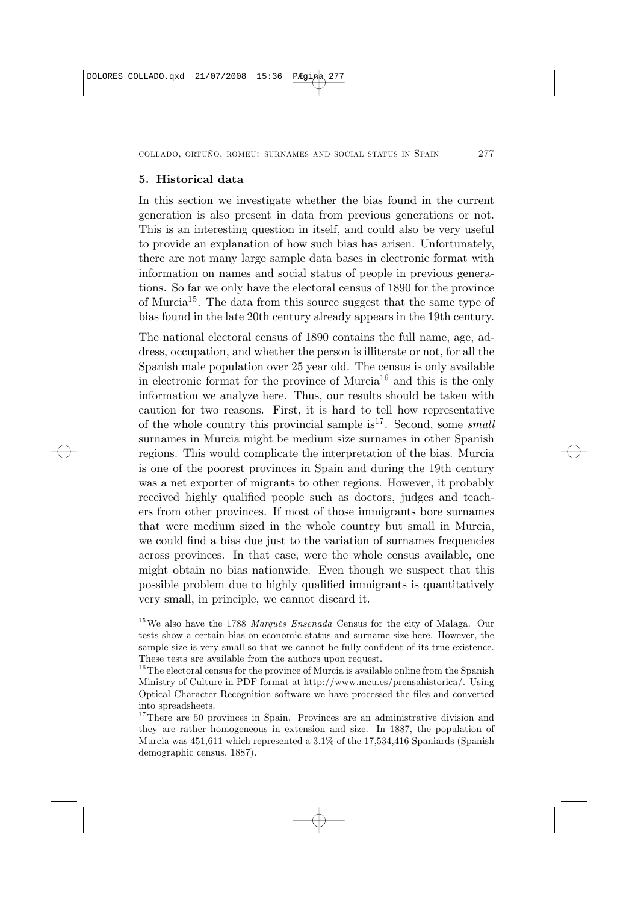## 5. Historical data

In this section we investigate whether the bias found in the current generation is also present in data from previous generations or not. This is an interesting question in itself, and could also be very useful to provide an explanation of how such bias has arisen. Unfortunately, there are not many large sample data bases in electronic format with information on names and social status of people in previous generations. So far we only have the electoral census of 1890 for the province of Murcia[15]. The data from this source suggest that the same type of bias found in the late 20th century already appears in the 19th century.

The national electoral census of 1890 contains the full name, age, address, occupation, and whether the person is illiterate or not, for all the Spanish male population over 25 year old. The census is only available in electronic format for the province of Murcia[16] and this is the only information we analyze here. Thus, our results should be taken with caution for two reasons. First, it is hard to tell how representative of the whole country this provincial sample is[17]. Second, some *small* surnames in Murcia might be medium size surnames in other Spanish regions. This would complicate the interpretation of the bias. Murcia is one of the poorest provinces in Spain and during the 19th century was a net exporter of migrants to other regions. However, it probably received highly qualified people such as doctors, judges and teachers from other provinces. If most of those immigrants bore surnames that were medium sized in the whole country but small in Murcia, we could find a bias due just to the variation of surnames frequencies across provinces. In that case, were the whole census available, one might obtain no bias nationwide. Even though we suspect that this possible problem due to highly qualified immigrants is quantitatively very small, in principle, we cannot discard it.

[15] We also have the 1788 *Marqués Ensenada* Census for the city of Malaga. Our tests show a certain bias on economic status and surname size here. However, the sample size is very small so that we cannot be fully confident of its true existence. These tests are available from the authors upon request.

[16] The electoral census for the province of Murcia is available online from the Spanish Ministry of Culture in PDF format at http://www.mcu.es/prensahistorica/. Using Optical Character Recognition software we have processed the files and converted into spreadsheets.

[17] There are 50 provinces in Spain. Provinces are an administrative division and they are rather homogeneous in extension and size. In 1887, the population of Murcia was 451,611 which represented a 3.1% of the 17,534,416 Spaniards (Spanish demographic census, 1887).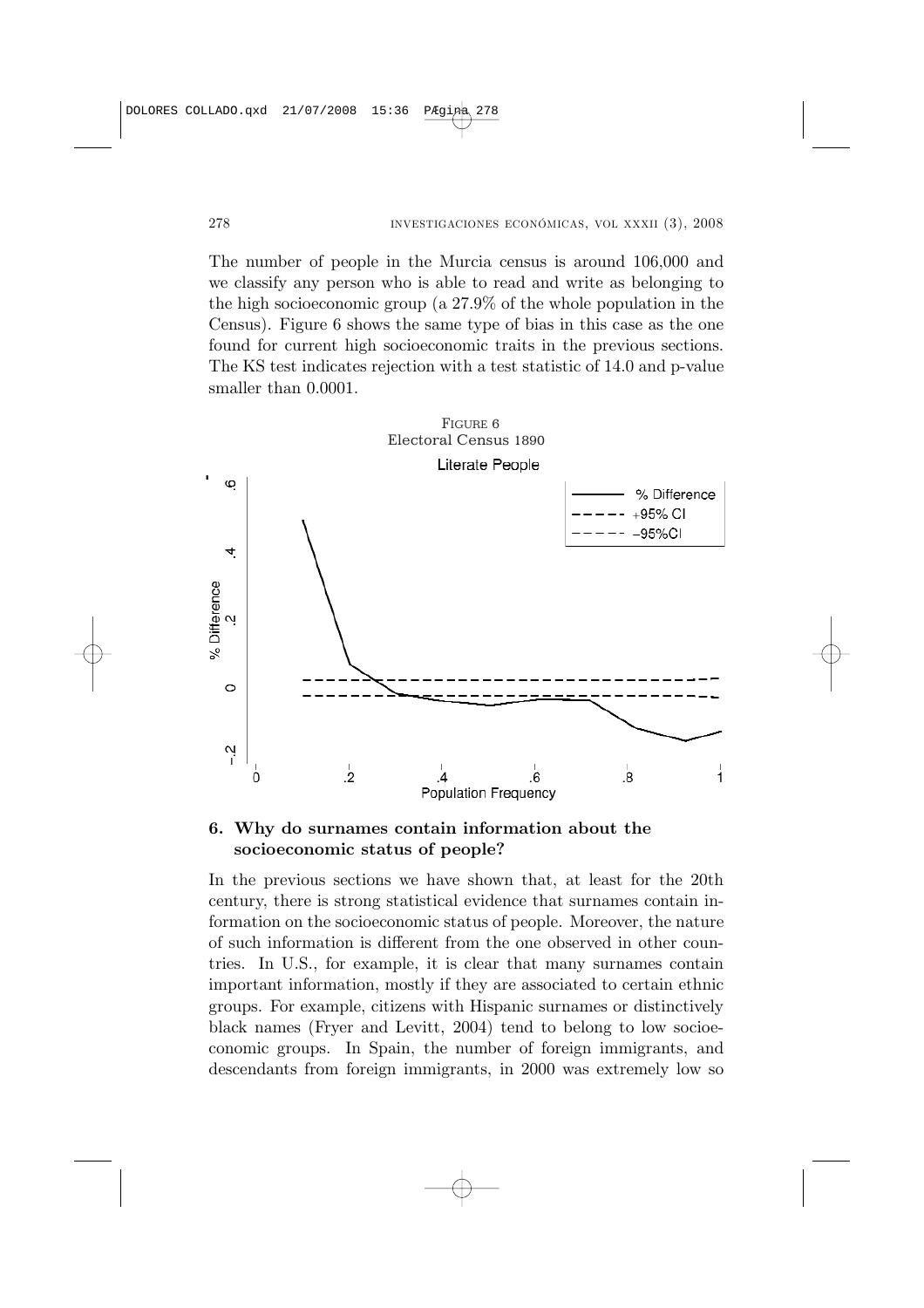The number of people in the Murcia census is around 106,000 and we classify any person who is able to read and write as belonging to the high socioeconomic group (a 27.9% of the whole population in the Census). Figure 6 shows the same type of bias in this case as the one found for current high socioeconomic traits in the previous sections. The KS test indicates rejection with a test statistic of 14.0 and p-value smaller than 0.0001.

FIGURE 6
Electoral Census 1890

## 6. Why do surnames contain information about the socioeconomic status of people?

In the previous sections we have shown that, at least for the 20th century, there is strong statistical evidence that surnames contain information on the socioeconomic status of people. Moreover, the nature of such information is different from the one observed in other countries. In U.S., for example, it is clear that many surnames contain important information, mostly if they are associated to certain ethnic groups. For example, citizens with Hispanic surnames or distinctively black names (Fryer and Levitt, 2004) tend to belong to low socioeconomic groups. In Spain, the number of foreign immigrants, and descendants from foreign immigrants, in 2000 was extremely low so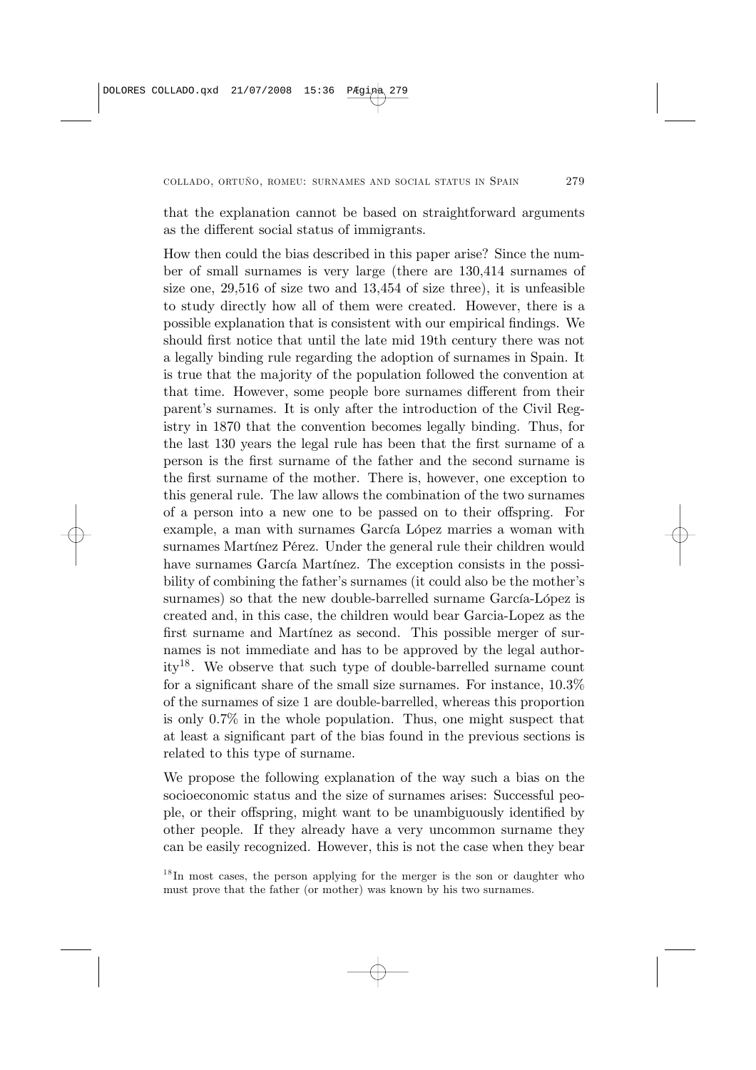that the explanation cannot be based on straightforward arguments as the different social status of immigrants.

How then could the bias described in this paper arise? Since the number of small surnames is very large (there are 130,414 surnames of size one, 29,516 of size two and 13,454 of size three), it is unfeasible to study directly how all of them were created. However, there is a possible explanation that is consistent with our empirical findings. We should first notice that until the late mid 19th century there was not a legally binding rule regarding the adoption of surnames in Spain. It is true that the majority of the population followed the convention at that time. However, some people bore surnames different from their parent's surnames. It is only after the introduction of the Civil Registry in 1870 that the convention becomes legally binding. Thus, for the last 130 years the legal rule has been that the first surname of a person is the first surname of the father and the second surname is the first surname of the mother. There is, however, one exception to this general rule. The law allows the combination of the two surnames of a person into a new one to be passed on to their offspring. For example, a man with surnames García López marries a woman with surnames Martínez Pérez. Under the general rule their children would have surnames García Martínez. The exception consists in the possibility of combining the father's surnames (it could also be the mother's surnames) so that the new double-barrelled surname García-López is created and, in this case, the children would bear Garcia-Lopez as the first surname and Martínez as second. This possible merger of surnames is not immediate and has to be approved by the legal authority[18]. We observe that such type of double-barrelled surname count for a significant share of the small size surnames. For instance, 10.3% of the surnames of size 1 are double-barrelled, whereas this proportion is only 0.7% in the whole population. Thus, one might suspect that at least a significant part of the bias found in the previous sections is related to this type of surname.

We propose the following explanation of the way such a bias on the socioeconomic status and the size of surnames arises: Successful people, or their offspring, might want to be unambiguously identified by other people. If they already have a very uncommon surname they can be easily recognized. However, this is not the case when they bear

[18] In most cases, the person applying for the merger is the son or daughter who must prove that the father (or mother) was known by his two surnames.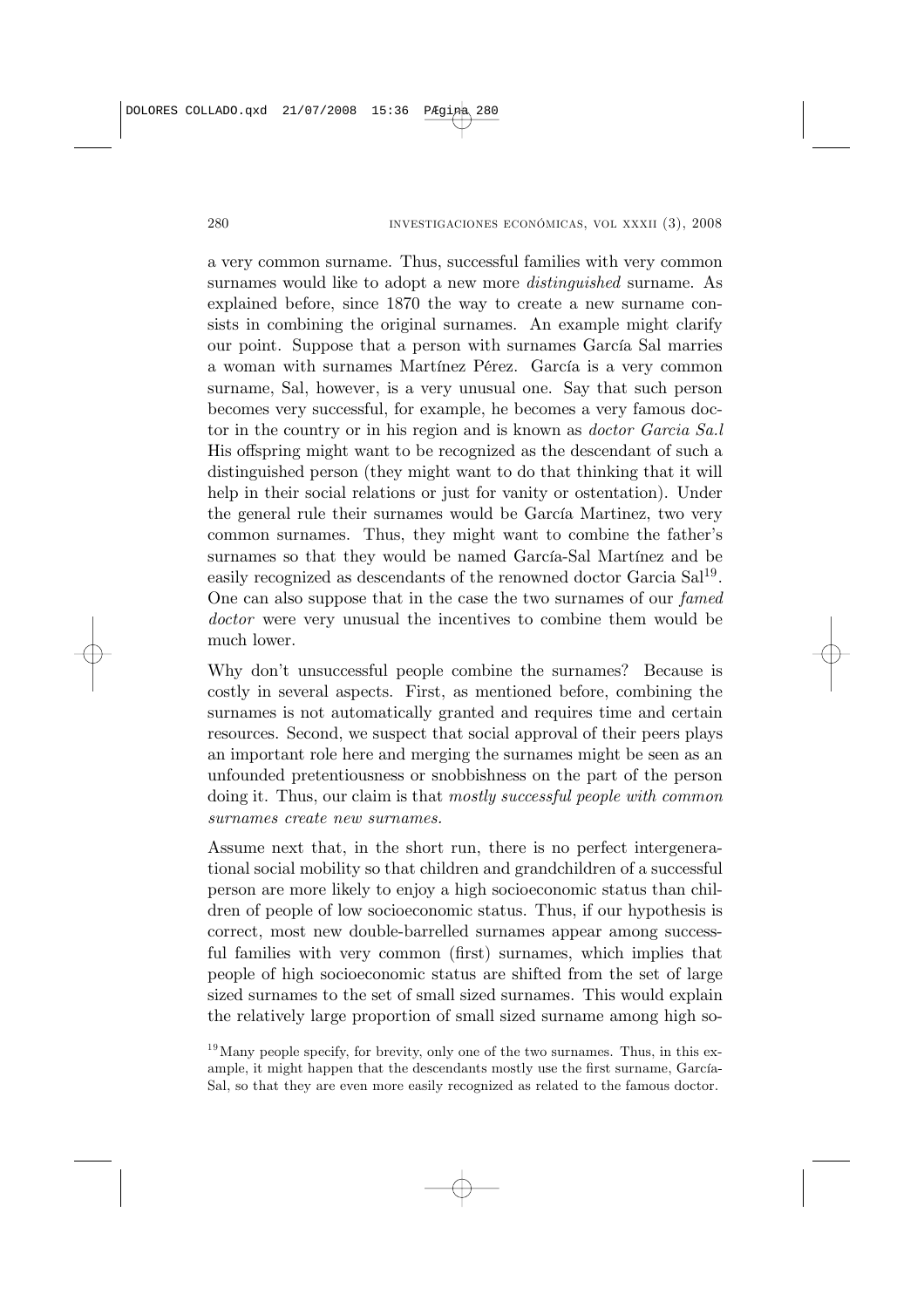a very common surname. Thus, successful families with very common surnames would like to adopt a new more *distinguished* surname. As explained before, since 1870 the way to create a new surname consists in combining the original surnames. An example might clarify our point. Suppose that a person with surnames García Sal marries a woman with surnames Martínez Pérez. García is a very common surname, Sal, however, is a very unusual one. Say that such person becomes very successful, for example, he becomes a very famous doctor in the country or in his region and is known as *doctor Garcia Sa.l* His offspring might want to be recognized as the descendant of such a distinguished person (they might want to do that thinking that it will help in their social relations or just for vanity or ostentation). Under the general rule their surnames would be García Martinez, two very common surnames. Thus, they might want to combine the father's surnames so that they would be named García-Sal Martínez and be easily recognized as descendants of the renowned doctor Garcia Sal[19]. One can also suppose that in the case the two surnames of our *famed doctor* were very unusual the incentives to combine them would be much lower.

Why don't unsuccessful people combine the surnames? Because is costly in several aspects. First, as mentioned before, combining the surnames is not automatically granted and requires time and certain resources. Second, we suspect that social approval of their peers plays an important role here and merging the surnames might be seen as an unfounded pretentiousness or snobbishness on the part of the person doing it. Thus, our claim is that *mostly successful people with common surnames create new surnames.*

Assume next that, in the short run, there is no perfect intergenerational social mobility so that children and grandchildren of a successful person are more likely to enjoy a high socioeconomic status than children of people of low socioeconomic status. Thus, if our hypothesis is correct, most new double-barrelled surnames appear among successful families with very common (first) surnames, which implies that people of high socioeconomic status are shifted from the set of large sized surnames to the set of small sized surnames. This would explain the relatively large proportion of small sized surname among high so-

[19] Many people specify, for brevity, only one of the two surnames. Thus, in this example, it might happen that the descendants mostly use the first surname, García-Sal, so that they are even more easily recognized as related to the famous doctor.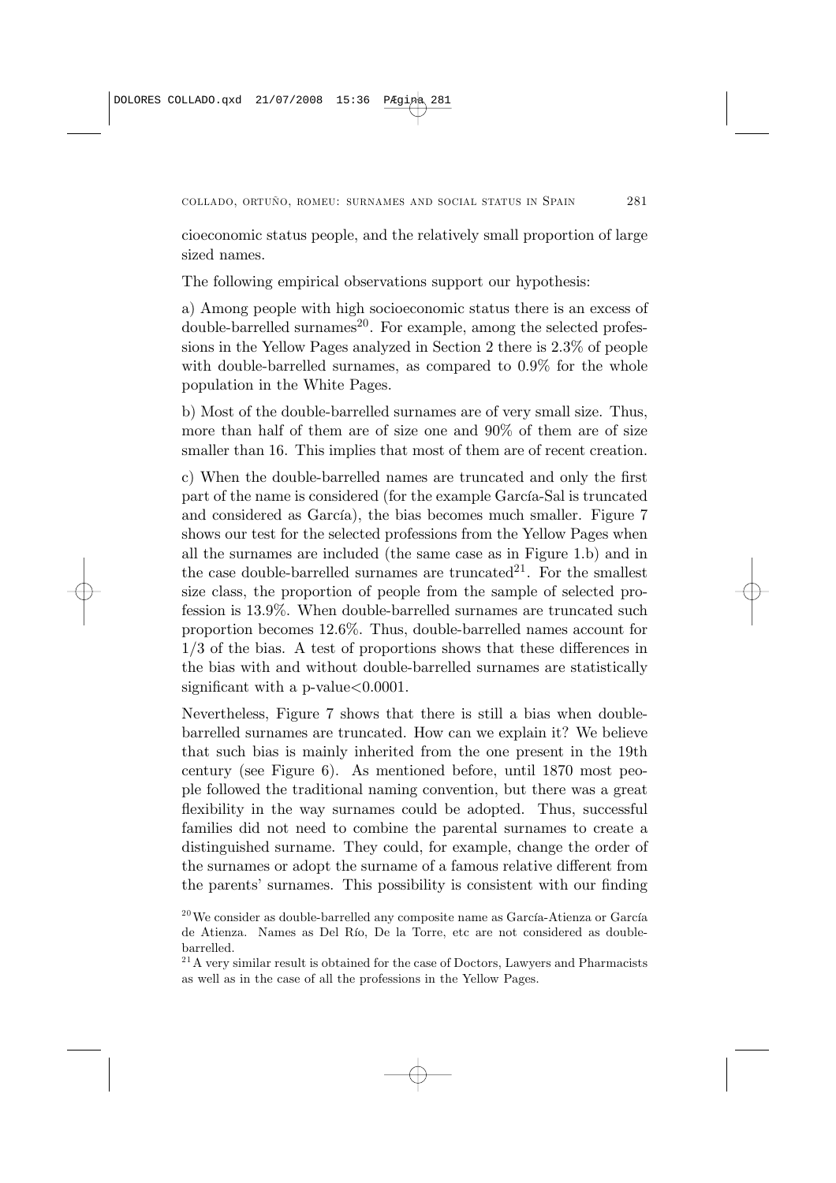cioeconomic status people, and the relatively small proportion of large sized names.

The following empirical observations support our hypothesis:

a) Among people with high socioeconomic status there is an excess of double-barrelled surnames[20]. For example, among the selected professions in the Yellow Pages analyzed in Section 2 there is 2.3% of people with double-barrelled surnames, as compared to 0.9% for the whole population in the White Pages.

b) Most of the double-barrelled surnames are of very small size. Thus, more than half of them are of size one and 90% of them are of size smaller than 16. This implies that most of them are of recent creation.

c) When the double-barrelled names are truncated and only the first part of the name is considered (for the example García-Sal is truncated and considered as García), the bias becomes much smaller. Figure 7 shows our test for the selected professions from the Yellow Pages when all the surnames are included (the same case as in Figure 1.b) and in the case double-barrelled surnames are truncated[21]. For the smallest size class, the proportion of people from the sample of selected profession is 13.9%. When double-barrelled surnames are truncated such proportion becomes 12.6%. Thus, double-barrelled names account for 1/3 of the bias. A test of proportions shows that these differences in the bias with and without double-barrelled surnames are statistically significant with a p-value<0.0001.

Nevertheless, Figure 7 shows that there is still a bias when double-barrelled surnames are truncated. How can we explain it? We believe that such bias is mainly inherited from the one present in the 19th century (see Figure 6). As mentioned before, until 1870 most people followed the traditional naming convention, but there was a great flexibility in the way surnames could be adopted. Thus, successful families did not need to combine the parental surnames to create a distinguished surname. They could, for example, change the order of the surnames or adopt the surname of a famous relative different from the parents' surnames. This possibility is consistent with our finding

[20] We consider as double-barrelled any composite name as García-Atienza or García de Atienza. Names as Del Río, De la Torre, etc are not considered as double-barrelled.

[21] A very similar result is obtained for the case of Doctors, Lawyers and Pharmacists as well as in the case of all the professions in the Yellow Pages.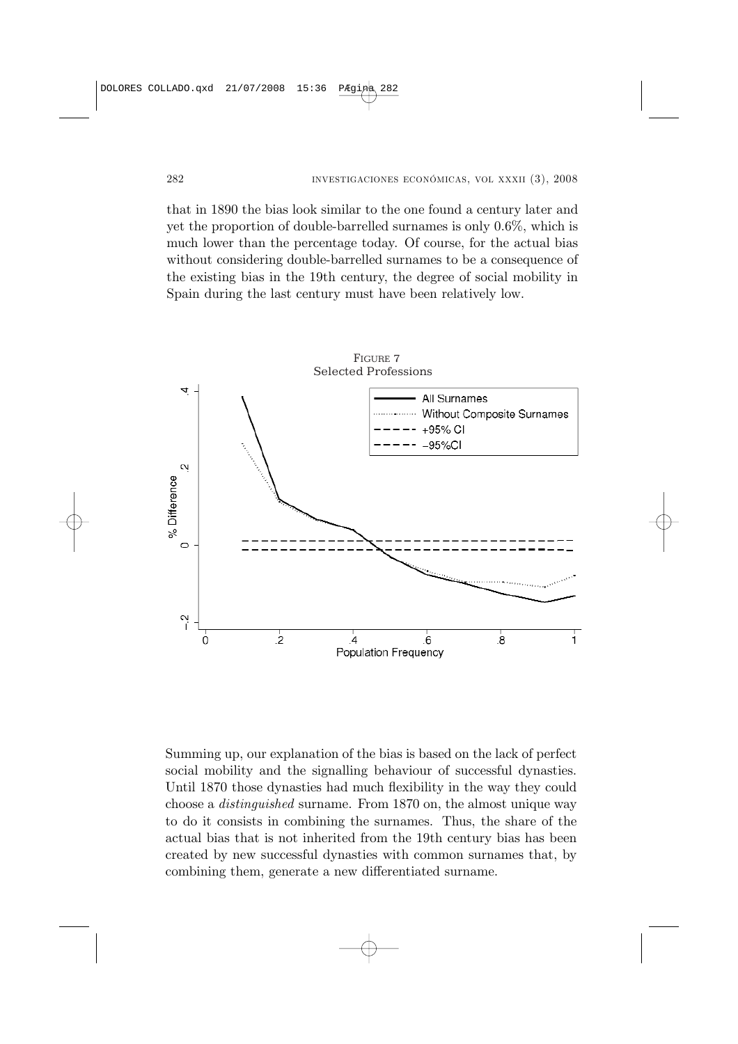that in 1890 the bias look similar to the one found a century later and yet the proportion of double-barrelled surnames is only 0.6%, which is much lower than the percentage today. Of course, for the actual bias without considering double-barrelled surnames to be a consequence of the existing bias in the 19th century, the degree of social mobility in Spain during the last century must have been relatively low.

FIGURE 7
Selected Professions

Summing up, our explanation of the bias is based on the lack of perfect social mobility and the signalling behaviour of successful dynasties. Until 1870 those dynasties had much flexibility in the way they could choose a *distinguished* surname. From 1870 on, the almost unique way to do it consists in combining the surnames. Thus, the share of the actual bias that is not inherited from the 19th century bias has been created by new successful dynasties with common surnames that, by combining them, generate a new differentiated surname.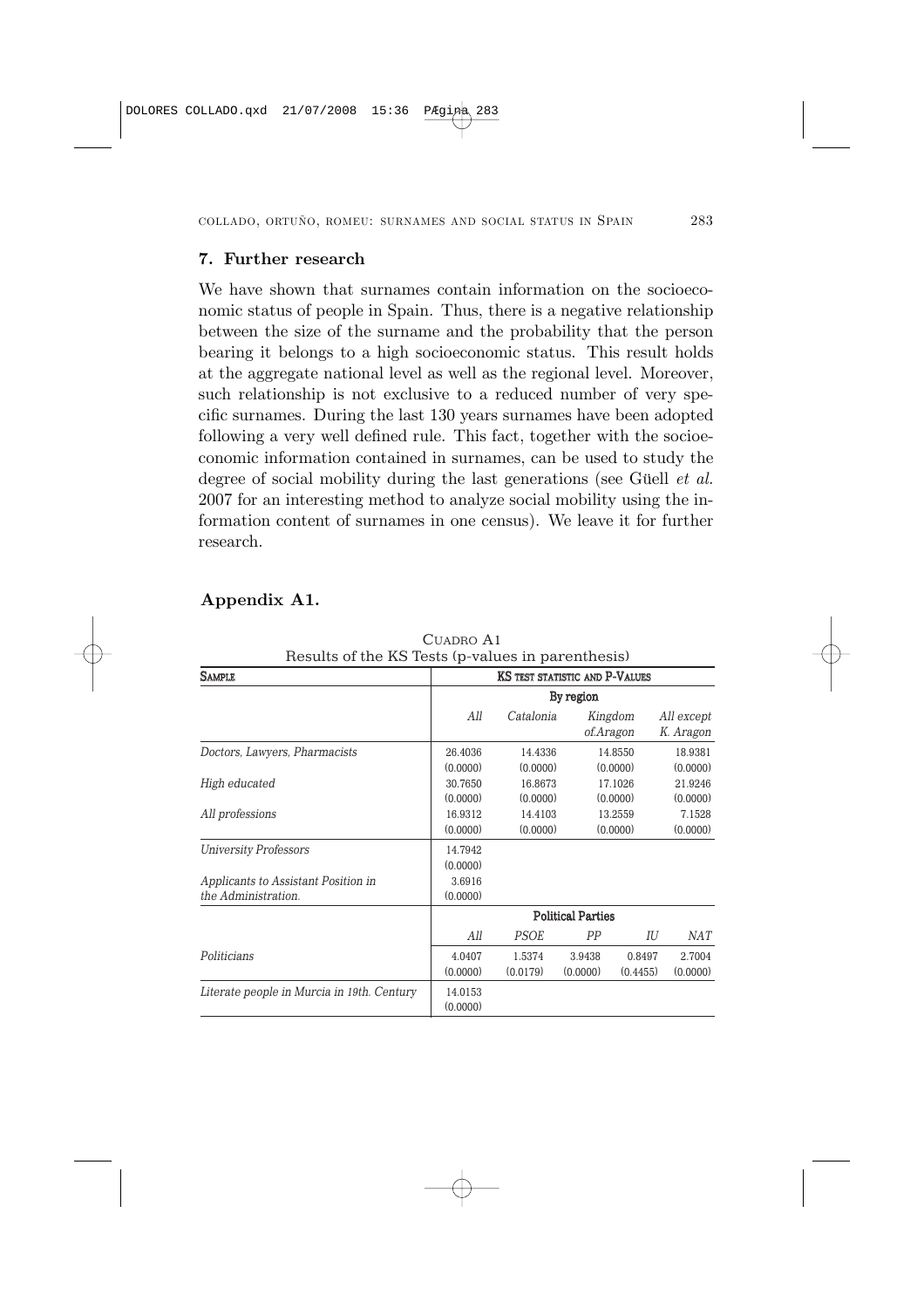## 7. Further research

We have shown that surnames contain information on the socioeconomic status of people in Spain. Thus, there is a negative relationship between the size of the surname and the probability that the person bearing it belongs to a high socioeconomic status. This result holds at the aggregate national level as well as the regional level. Moreover, such relationship is not exclusive to a reduced number of very specific surnames. During the last 130 years surnames have been adopted following a very well defined rule. This fact, together with the socioeconomic information contained in surnames, can be used to study the degree of social mobility during the last generations (see Güell *et al.* 2007 for an interesting method to analyze social mobility using the information content of surnames in one census). We leave it for further research.

## Appendix A1.

CUADRO A1
Results of the KS Tests (p-values in parenthesis)

| SAMPLE | KS TEST STATISTIC AND P-VALUES | | | | |
|---|---|---|---|---|---|
| | By region | | | | |
| | *All* | *Catalonia* | *Kingdom of Aragon* | | *All except K. Aragon* |
| *Doctors, Lawyers, Pharmacists* | 26.4036 (0.0000) | 14.4336 (0.0000) | 14.8550 (0.0000) | | 18.9381 (0.0000) |
| *High educated* | 30.7650 (0.0000) | 16.8673 (0.0000) | 17.1026 (0.0000) | | 21.9246 (0.0000) |
| *All professions* | 16.9312 (0.0000) | 14.4103 (0.0000) | 13.2559 (0.0000) | | 7.1528 (0.0000) |
| *University Professors* | 14.7942 (0.0000) | | | | |
| *Applicants to Assistant Position in the Administration.* | 3.6916 (0.0000) | | | | |
| | Political Parties | | | | |
| | *All* | *PSOE* | *PP* | *IU* | *NAT* |
| *Politicians* | 4.0407 (0.0000) | 1.5374 (0.0179) | 3.9438 (0.0000) | 0.8497 (0.4455) | 2.7004 (0.0000) |
| *Literate people in Murcia in 19th. Century* | 14.0153 (0.0000) | | | | |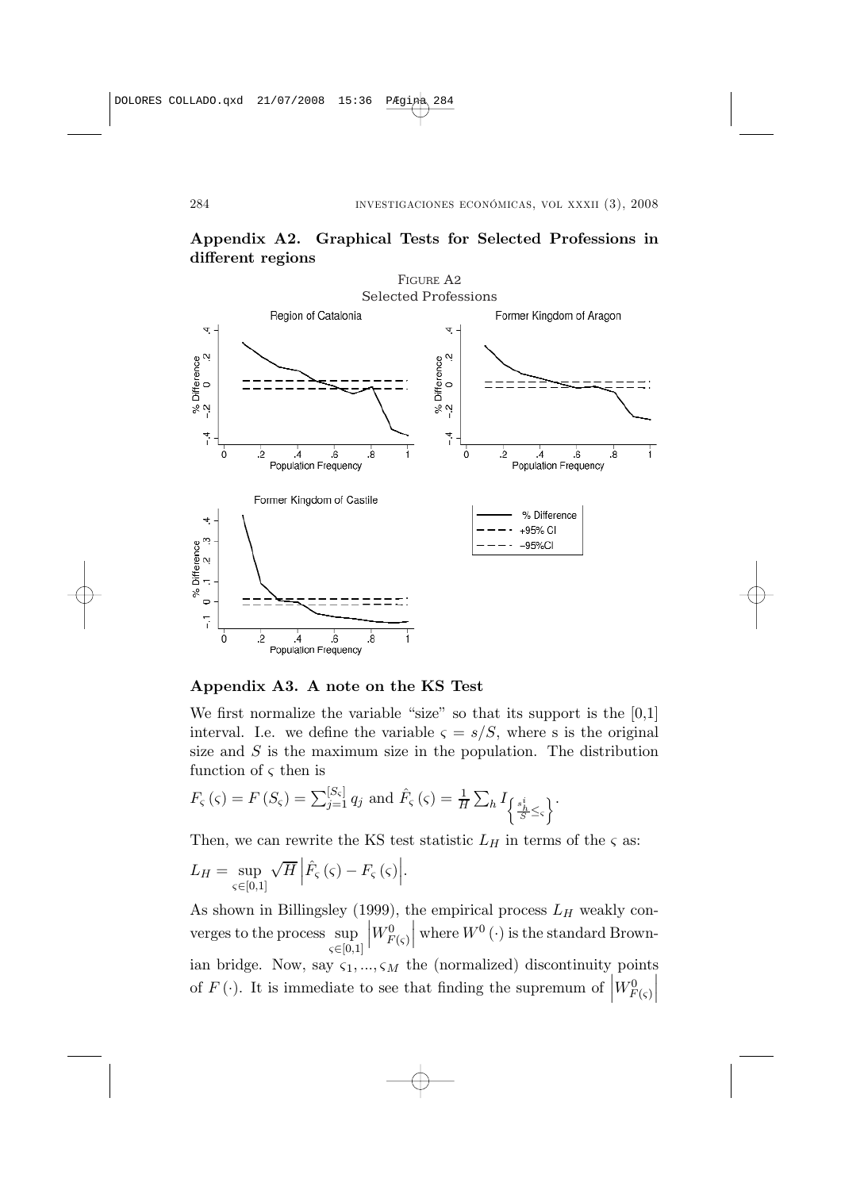## Appendix A2. Graphical Tests for Selected Professions in different regions

Figure A2
Selected Professions

## Appendix A3. A note on the KS Test

We first normalize the variable "size" so that its support is the [0,1] interval. I.e. we define the variable $\varsigma = s/S$, where s is the original size and $S$ is the maximum size in the population. The distribution function of $\varsigma$ then is

$F_\varsigma(\varsigma) = F(S_\varsigma) = \sum_{j=1}^{[S_\varsigma]} q_j$ and $\hat{F}_\varsigma(\varsigma) = \frac{1}{H}\sum_h I_{\left\{\frac{s_h^i}{S} \leq \varsigma\right\}}$.

Then, we can rewrite the KS test statistic $L_H$ in terms of the $\varsigma$ as:

$L_H = \sup_{\varsigma \in [0,1]} \sqrt{H}\left|\hat{F}_\varsigma(\varsigma) - F_\varsigma(\varsigma)\right|$.

As shown in Billingsley (1999), the empirical process $L_H$ weakly converges to the process $\sup_{\varsigma \in [0,1]} \left|W^0_{F(\varsigma)}\right|$ where $W^0(\cdot)$ is the standard Brownian bridge. Now, say $\varsigma_1, ..., \varsigma_M$ the (normalized) discontinuity points of $F(\cdot)$. It is immediate to see that finding the supremum of $\left|W^0_{F(\varsigma)}\right|$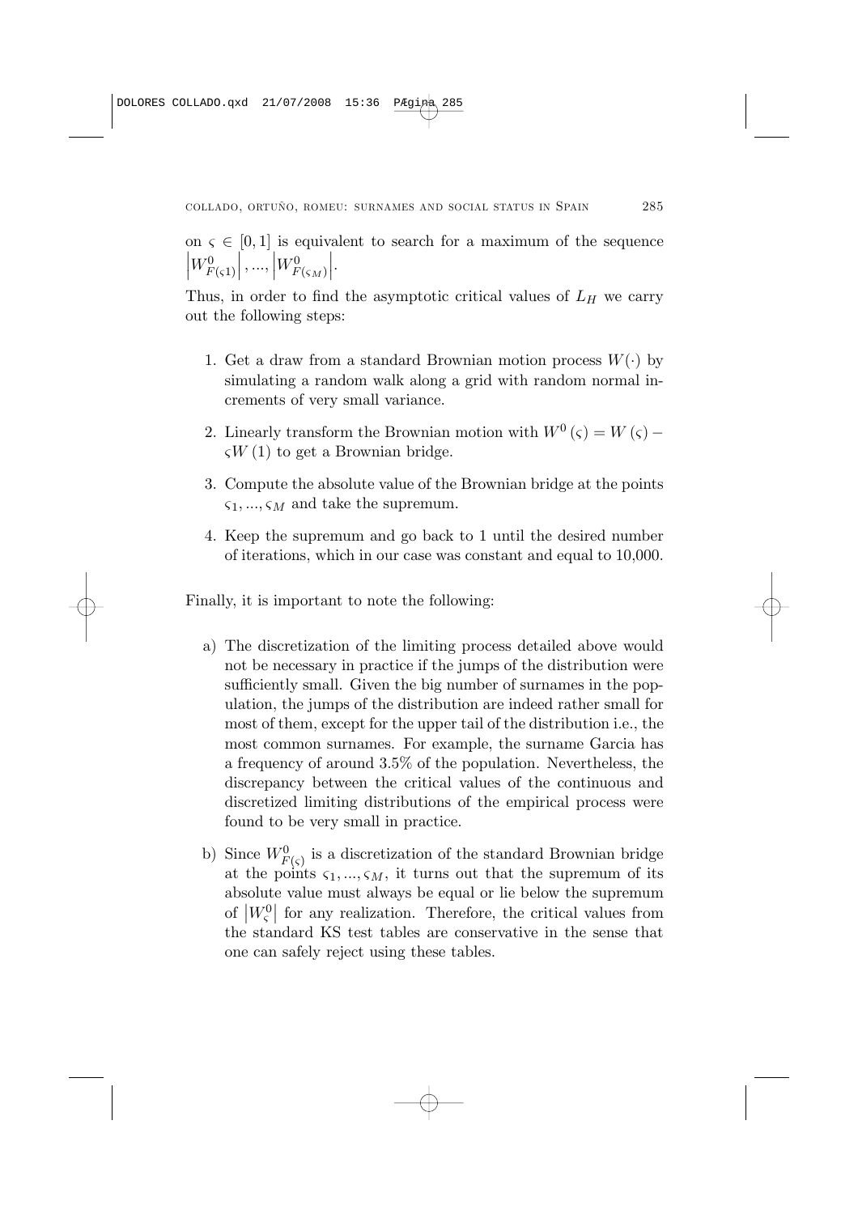on $\varsigma \in [0,1]$ is equivalent to search for a maximum of the sequence $\left|W^0_{F(\varsigma 1)}\right|, ..., \left|W^0_{F(\varsigma_M)}\right|$.

Thus, in order to find the asymptotic critical values of $L_H$ we carry out the following steps:

1. Get a draw from a standard Brownian motion process $W(\cdot)$ by simulating a random walk along a grid with random normal increments of very small variance.
2. Linearly transform the Brownian motion with $W^0(\varsigma) = W(\varsigma) - \varsigma W(1)$ to get a Brownian bridge.
3. Compute the absolute value of the Brownian bridge at the points $\varsigma_1, ..., \varsigma_M$ and take the supremum.
4. Keep the supremum and go back to 1 until the desired number of iterations, which in our case was constant and equal to 10,000.

Finally, it is important to note the following:

a) The discretization of the limiting process detailed above would not be necessary in practice if the jumps of the distribution were sufficiently small. Given the big number of surnames in the population, the jumps of the distribution are indeed rather small for most of them, except for the upper tail of the distribution i.e., the most common surnames. For example, the surname Garcia has a frequency of around 3.5% of the population. Nevertheless, the discrepancy between the critical values of the continuous and discretized limiting distributions of the empirical process were found to be very small in practice.

b) Since $W^0_{F(\varsigma)}$ is a discretization of the standard Brownian bridge at the points $\varsigma_1, ..., \varsigma_M$, it turns out that the supremum of its absolute value must always be equal or lie below the supremum of $\left|W^0_\varsigma\right|$ for any realization. Therefore, the critical values from the standard KS test tables are conservative in the sense that one can safely reject using these tables.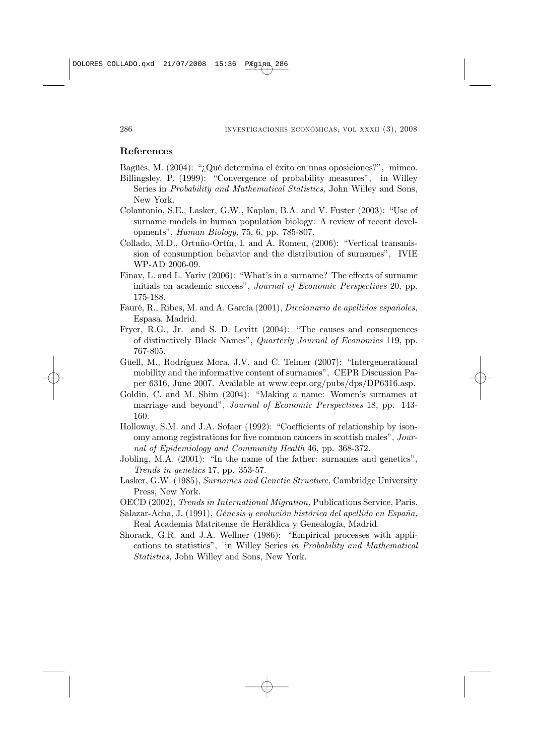## References

Bagüés, M. (2004): "¿Qué determina el éxito en unas oposiciones?", mimeo.

Billingsley, P. (1999): "Convergence of probability measures", in Willey Series in *Probability and Mathematical Statistics,* John Willey and Sons, New York.

Colantonio, S.E., Lasker, G.W., Kaplan, B.A. and V. Fuster (2003): "Use of surname models in human population biology: A review of recent developments", *Human Biology,* 75, 6, pp. 785-807.

Collado, M.D., Ortuño-Ortín, I. and A. Romeu, (2006): "Vertical transmission of consumption behavior and the distribution of surnames", IVIE WP-AD 2006-09.

Einav, L. and L. Yariv (2006): "What's in a surname? The effects of surname initials on academic success", *Journal of Economic Perspectives* 20, pp. 175-188.

Fauré, R., Ribes, M. and A. García (2001), *Diccionario de apellidos españoles,* Espasa, Madrid.

Fryer, R.G., Jr. and S. D. Levitt (2004): "The causes and consequences of distinctively Black Names", *Quarterly Journal of Economics* 119, pp. 767-805.

Güell, M., Rodríguez Mora, J.V. and C. Telmer (2007): "Intergenerational mobility and the informative content of surnames", CEPR Discussion Paper 6316, June 2007. Available at www.cepr.org/pubs/dps/DP6316.asp.

Goldin, C. and M. Shim (2004): "Making a name: Women's surnames at marriage and beyond", *Journal of Economic Perspectives* 18, pp. 143-160.

Holloway, S.M. and J.A. Sofaer (1992): "Coefficients of relationship by isonomy among registrations for five common cancers in scottish males", *Journal of Epidemiology and Community Health* 46, pp. 368-372.

Jobling, M.A. (2001): "In the name of the father: surnames and genetics", *Trends in genetics* 17, pp. 353-57.

Lasker, G.W. (1985), *Surnames and Genetic Structure,* Cambridge University Press, New York.

OECD (2002), *Trends in International Migration,* Publications Service, Paris.

Salazar-Acha, J. (1991), *Génesis y evolución histórica del apellido en España,* Real Academia Matritense de Heráldica y Genealogía, Madrid.

Shorack, G.R. and J.A. Wellner (1986): "Empirical processes with applications to statistics", in Willey Series *in Probability and Mathematical Statistics,* John Willey and Sons, New York.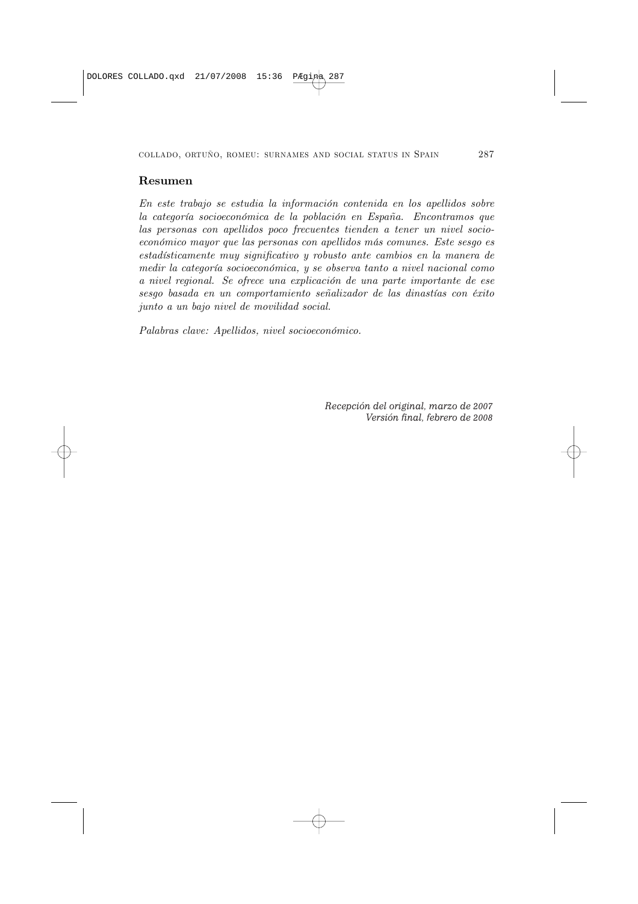## Resumen

*En este trabajo se estudia la información contenida en los apellidos sobre la categoría socioeconómica de la población en España. Encontramos que las personas con apellidos poco frecuentes tienden a tener un nivel socioeconómico mayor que las personas con apellidos más comunes. Este sesgo es estadísticamente muy significativo y robusto ante cambios en la manera de medir la categoría socioeconómica, y se observa tanto a nivel nacional como a nivel regional. Se ofrece una explicación de una parte importante de ese sesgo basada en un comportamiento señalizador de las dinastías con éxito junto a un bajo nivel de movilidad social.*

*Palabras clave: Apellidos, nivel socioeconómico.*

*Recepción del original, marzo de 2007*
*Versión final, febrero de 2008*